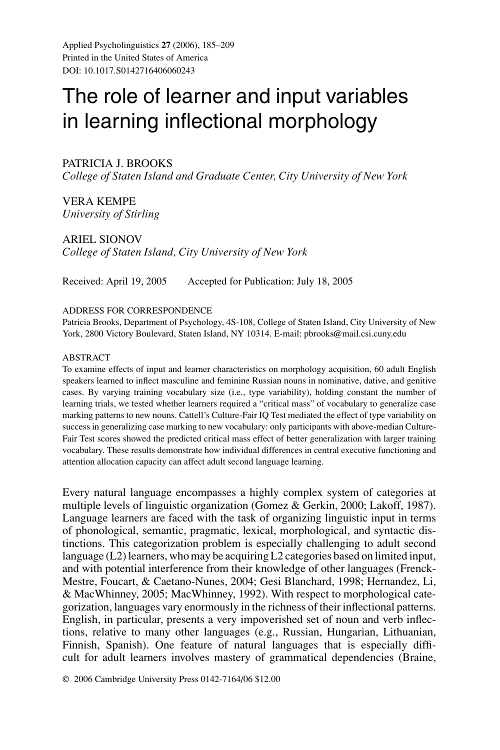Applied Psycholinguistics **27** (2006), 185–209
Printed in the United States of America
DOI: 10.1017.S0142716406060243

# The role of learner and input variables in learning inflectional morphology

PATRICIA J. BROOKS
*College of Staten Island and Graduate Center, City University of New York*

VERA KEMPE
*University of Stirling*

ARIEL SIONOV
*College of Staten Island, City University of New York*

Received: April 19, 2005 Accepted for Publication: July 18, 2005

ADDRESS FOR CORRESPONDENCE
Patricia Brooks, Department of Psychology, 4S-108, College of Staten Island, City University of New York, 2800 Victory Boulevard, Staten Island, NY 10314. E-mail: pbrooks@mail.csi.cuny.edu

ABSTRACT
To examine effects of input and learner characteristics on morphology acquisition, 60 adult English speakers learned to inflect masculine and feminine Russian nouns in nominative, dative, and genitive cases. By varying training vocabulary size (i.e., type variability), holding constant the number of learning trials, we tested whether learners required a "critical mass" of vocabulary to generalize case marking patterns to new nouns. Cattell's Culture-Fair IQ Test mediated the effect of type variability on success in generalizing case marking to new vocabulary: only participants with above-median Culture-Fair Test scores showed the predicted critical mass effect of better generalization with larger training vocabulary. These results demonstrate how individual differences in central executive functioning and attention allocation capacity can affect adult second language learning.

Every natural language encompasses a highly complex system of categories at multiple levels of linguistic organization (Gomez & Gerkin, 2000; Lakoff, 1987). Language learners are faced with the task of organizing linguistic input in terms of phonological, semantic, pragmatic, lexical, morphological, and syntactic distinctions. This categorization problem is especially challenging to adult second language (L2) learners, who may be acquiring L2 categories based on limited input, and with potential interference from their knowledge of other languages (Frenck-Mestre, Foucart, & Caetano-Nunes, 2004; Gesi Blanchard, 1998; Hernandez, Li, & MacWhinney, 2005; MacWhinney, 1992). With respect to morphological categorization, languages vary enormously in the richness of their inflectional patterns. English, in particular, presents a very impoverished set of noun and verb inflections, relative to many other languages (e.g., Russian, Hungarian, Lithuanian, Finnish, Spanish). One feature of natural languages that is especially difficult for adult learners involves mastery of grammatical dependencies (Braine,

© 2006 Cambridge University Press 0142-7164/06 $12.00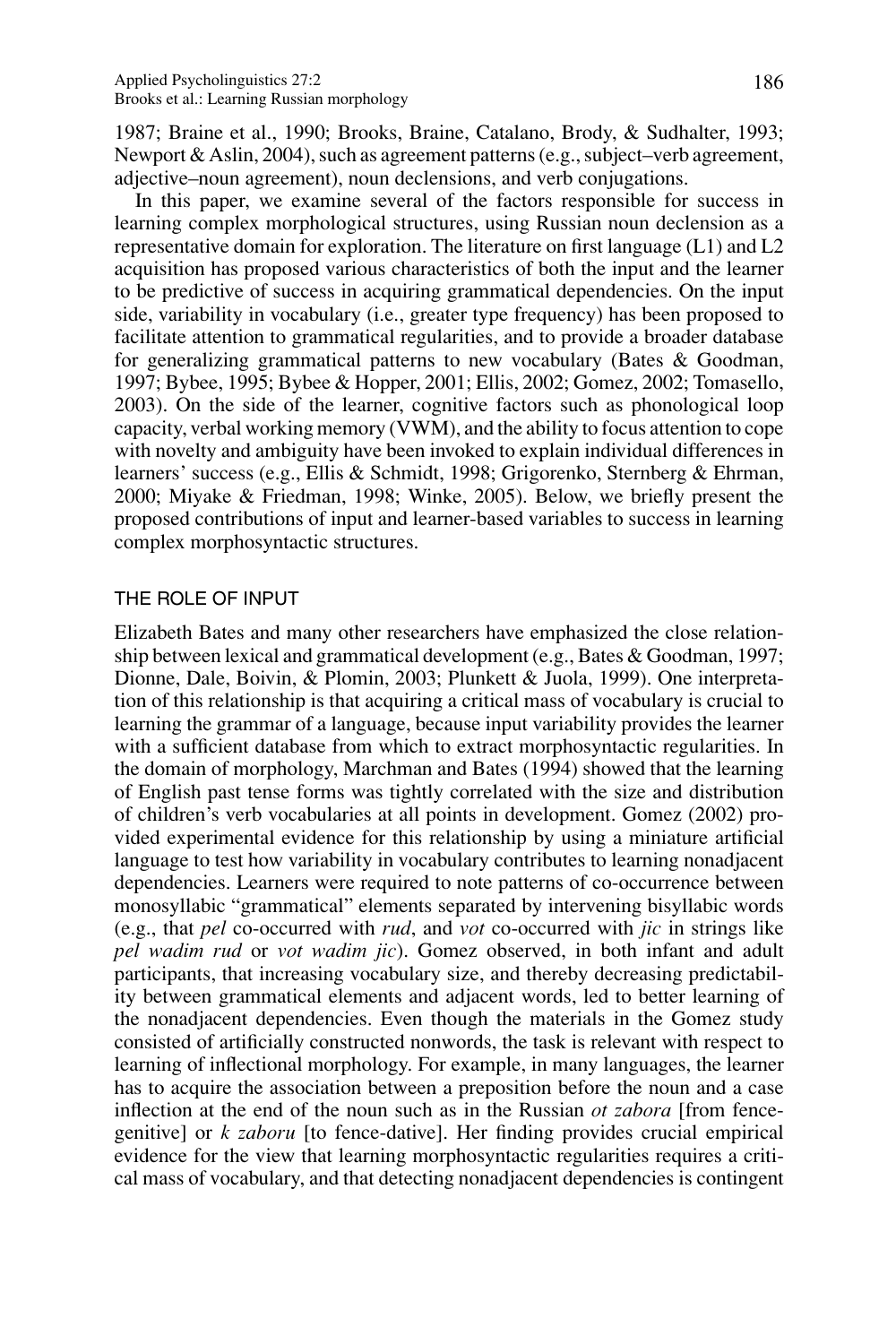1987; Braine et al., 1990; Brooks, Braine, Catalano, Brody, & Sudhalter, 1993; Newport & Aslin, 2004), such as agreement patterns (e.g., subject–verb agreement, adjective–noun agreement), noun declensions, and verb conjugations.

In this paper, we examine several of the factors responsible for success in learning complex morphological structures, using Russian noun declension as a representative domain for exploration. The literature on first language (L1) and L2 acquisition has proposed various characteristics of both the input and the learner to be predictive of success in acquiring grammatical dependencies. On the input side, variability in vocabulary (i.e., greater type frequency) has been proposed to facilitate attention to grammatical regularities, and to provide a broader database for generalizing grammatical patterns to new vocabulary (Bates & Goodman, 1997; Bybee, 1995; Bybee & Hopper, 2001; Ellis, 2002; Gomez, 2002; Tomasello, 2003). On the side of the learner, cognitive factors such as phonological loop capacity, verbal working memory (VWM), and the ability to focus attention to cope with novelty and ambiguity have been invoked to explain individual differences in learners' success (e.g., Ellis & Schmidt, 1998; Grigorenko, Sternberg & Ehrman, 2000; Miyake & Friedman, 1998; Winke, 2005). Below, we briefly present the proposed contributions of input and learner-based variables to success in learning complex morphosyntactic structures.

## THE ROLE OF INPUT

Elizabeth Bates and many other researchers have emphasized the close relationship between lexical and grammatical development (e.g., Bates & Goodman, 1997; Dionne, Dale, Boivin, & Plomin, 2003; Plunkett & Juola, 1999). One interpretation of this relationship is that acquiring a critical mass of vocabulary is crucial to learning the grammar of a language, because input variability provides the learner with a sufficient database from which to extract morphosyntactic regularities. In the domain of morphology, Marchman and Bates (1994) showed that the learning of English past tense forms was tightly correlated with the size and distribution of children's verb vocabularies at all points in development. Gomez (2002) provided experimental evidence for this relationship by using a miniature artificial language to test how variability in vocabulary contributes to learning nonadjacent dependencies. Learners were required to note patterns of co-occurrence between monosyllabic "grammatical" elements separated by intervening bisyllabic words (e.g., that *pel* co-occurred with *rud*, and *vot* co-occurred with *jic* in strings like *pel wadim rud* or *vot wadim jic*). Gomez observed, in both infant and adult participants, that increasing vocabulary size, and thereby decreasing predictability between grammatical elements and adjacent words, led to better learning of the nonadjacent dependencies. Even though the materials in the Gomez study consisted of artificially constructed nonwords, the task is relevant with respect to learning of inflectional morphology. For example, in many languages, the learner has to acquire the association between a preposition before the noun and a case inflection at the end of the noun such as in the Russian *ot zabora* [from fence-genitive] or *k zaboru* [to fence-dative]. Her finding provides crucial empirical evidence for the view that learning morphosyntactic regularities requires a critical mass of vocabulary, and that detecting nonadjacent dependencies is contingent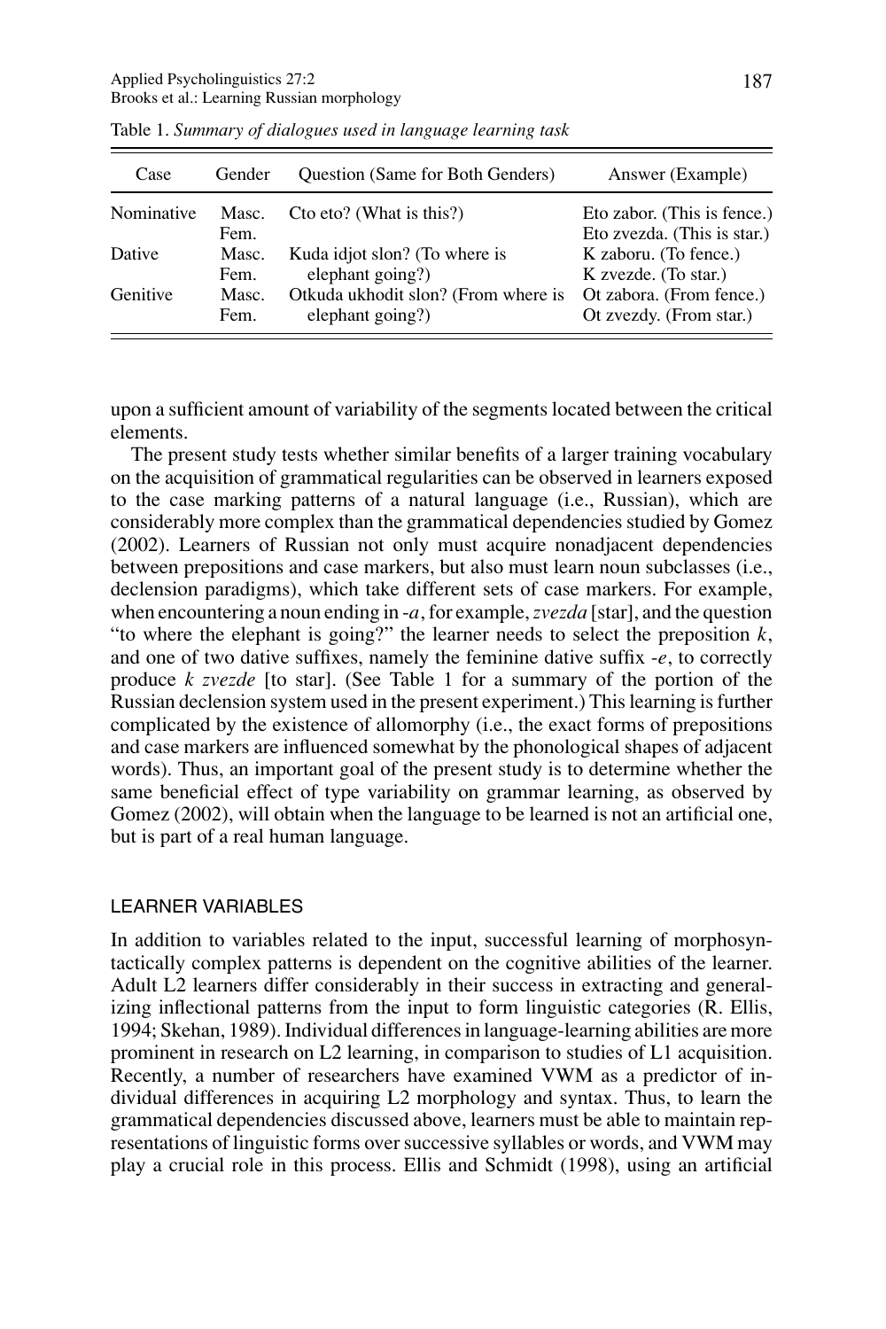Table 1. *Summary of dialogues used in language learning task*

| Case | Gender | Question (Same for Both Genders) | Answer (Example) |
|---|---|---|---|
| Nominative | Masc. | Cto eto? (What is this?) | Eto zabor. (This is fence.) |
| | Fem. | | Eto zvezda. (This is star.) |
| Dative | Masc. | Kuda idjot slon? (To where is elephant going?) | K zaboru. (To fence.) |
| | Fem. | | K zvezde. (To star.) |
| Genitive | Masc. | Otkuda ukhodit slon? (From where is elephant going?) | Ot zabora. (From fence.) |
| | Fem. | | Ot zvezdy. (From star.) |

upon a sufficient amount of variability of the segments located between the critical elements.

The present study tests whether similar benefits of a larger training vocabulary on the acquisition of grammatical regularities can be observed in learners exposed to the case marking patterns of a natural language (i.e., Russian), which are considerably more complex than the grammatical dependencies studied by Gomez (2002). Learners of Russian not only must acquire nonadjacent dependencies between prepositions and case markers, but also must learn noun subclasses (i.e., declension paradigms), which take different sets of case markers. For example, when encountering a noun ending in *-a*, for example, *zvezda* [star], and the question "to where the elephant is going?" the learner needs to select the preposition *k*, and one of two dative suffixes, namely the feminine dative suffix *-e*, to correctly produce *k zvezde* [to star]. (See Table 1 for a summary of the portion of the Russian declension system used in the present experiment.) This learning is further complicated by the existence of allomorphy (i.e., the exact forms of prepositions and case markers are influenced somewhat by the phonological shapes of adjacent words). Thus, an important goal of the present study is to determine whether the same beneficial effect of type variability on grammar learning, as observed by Gomez (2002), will obtain when the language to be learned is not an artificial one, but is part of a real human language.

## LEARNER VARIABLES

In addition to variables related to the input, successful learning of morphosyntactically complex patterns is dependent on the cognitive abilities of the learner. Adult L2 learners differ considerably in their success in extracting and generalizing inflectional patterns from the input to form linguistic categories (R. Ellis, 1994; Skehan, 1989). Individual differences in language-learning abilities are more prominent in research on L2 learning, in comparison to studies of L1 acquisition. Recently, a number of researchers have examined VWM as a predictor of individual differences in acquiring L2 morphology and syntax. Thus, to learn the grammatical dependencies discussed above, learners must be able to maintain representations of linguistic forms over successive syllables or words, and VWM may play a crucial role in this process. Ellis and Schmidt (1998), using an artificial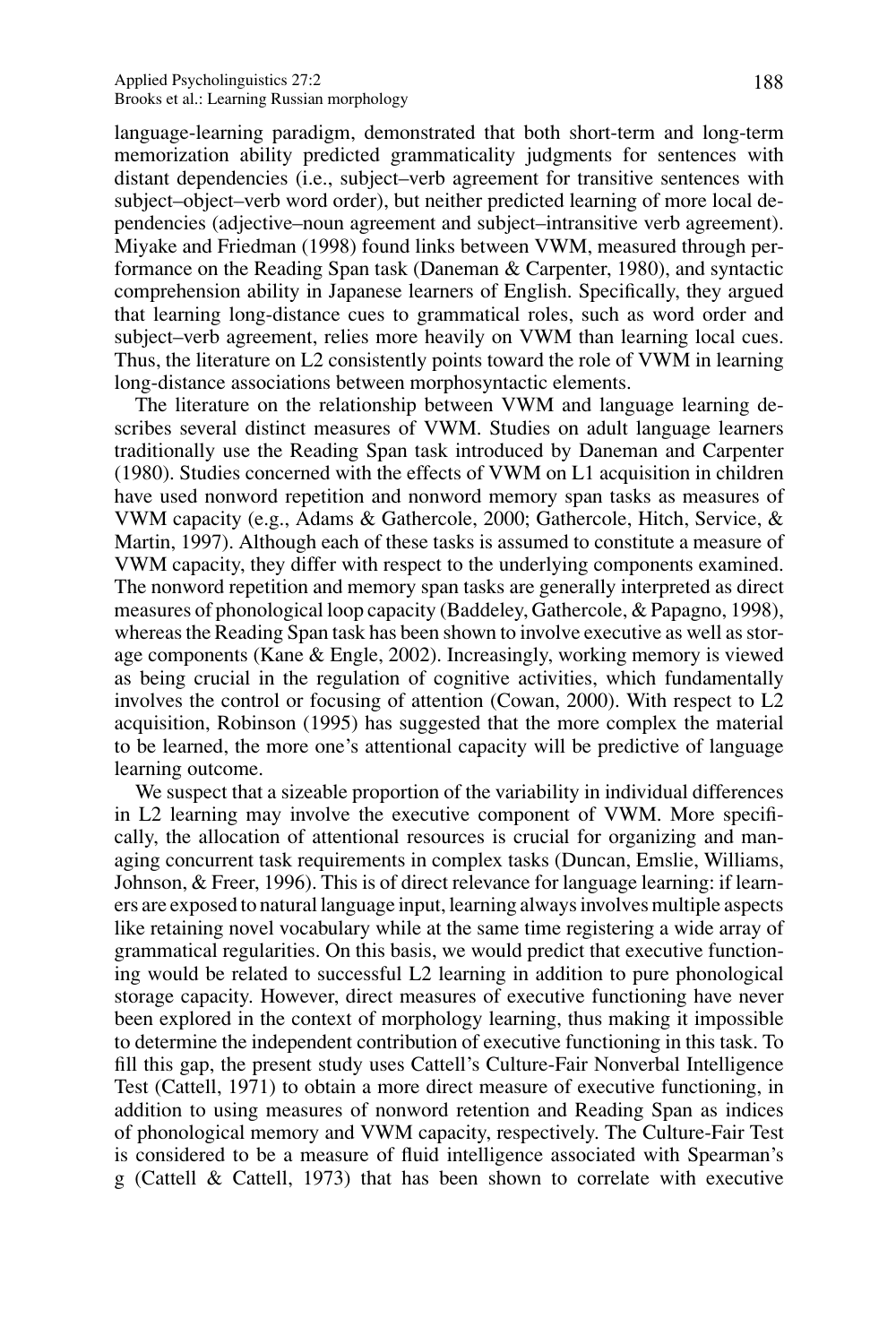language-learning paradigm, demonstrated that both short-term and long-term memorization ability predicted grammaticality judgments for sentences with distant dependencies (i.e., subject–verb agreement for transitive sentences with subject–object–verb word order), but neither predicted learning of more local dependencies (adjective–noun agreement and subject–intransitive verb agreement). Miyake and Friedman (1998) found links between VWM, measured through performance on the Reading Span task (Daneman & Carpenter, 1980), and syntactic comprehension ability in Japanese learners of English. Specifically, they argued that learning long-distance cues to grammatical roles, such as word order and subject–verb agreement, relies more heavily on VWM than learning local cues. Thus, the literature on L2 consistently points toward the role of VWM in learning long-distance associations between morphosyntactic elements.

The literature on the relationship between VWM and language learning describes several distinct measures of VWM. Studies on adult language learners traditionally use the Reading Span task introduced by Daneman and Carpenter (1980). Studies concerned with the effects of VWM on L1 acquisition in children have used nonword repetition and nonword memory span tasks as measures of VWM capacity (e.g., Adams & Gathercole, 2000; Gathercole, Hitch, Service, & Martin, 1997). Although each of these tasks is assumed to constitute a measure of VWM capacity, they differ with respect to the underlying components examined. The nonword repetition and memory span tasks are generally interpreted as direct measures of phonological loop capacity (Baddeley, Gathercole, & Papagno, 1998), whereas the Reading Span task has been shown to involve executive as well as storage components (Kane & Engle, 2002). Increasingly, working memory is viewed as being crucial in the regulation of cognitive activities, which fundamentally involves the control or focusing of attention (Cowan, 2000). With respect to L2 acquisition, Robinson (1995) has suggested that the more complex the material to be learned, the more one's attentional capacity will be predictive of language learning outcome.

We suspect that a sizeable proportion of the variability in individual differences in L2 learning may involve the executive component of VWM. More specifically, the allocation of attentional resources is crucial for organizing and managing concurrent task requirements in complex tasks (Duncan, Emslie, Williams, Johnson, & Freer, 1996). This is of direct relevance for language learning: if learners are exposed to natural language input, learning always involves multiple aspects like retaining novel vocabulary while at the same time registering a wide array of grammatical regularities. On this basis, we would predict that executive functioning would be related to successful L2 learning in addition to pure phonological storage capacity. However, direct measures of executive functioning have never been explored in the context of morphology learning, thus making it impossible to determine the independent contribution of executive functioning in this task. To fill this gap, the present study uses Cattell's Culture-Fair Nonverbal Intelligence Test (Cattell, 1971) to obtain a more direct measure of executive functioning, in addition to using measures of nonword retention and Reading Span as indices of phonological memory and VWM capacity, respectively. The Culture-Fair Test is considered to be a measure of fluid intelligence associated with Spearman's g (Cattell & Cattell, 1973) that has been shown to correlate with executive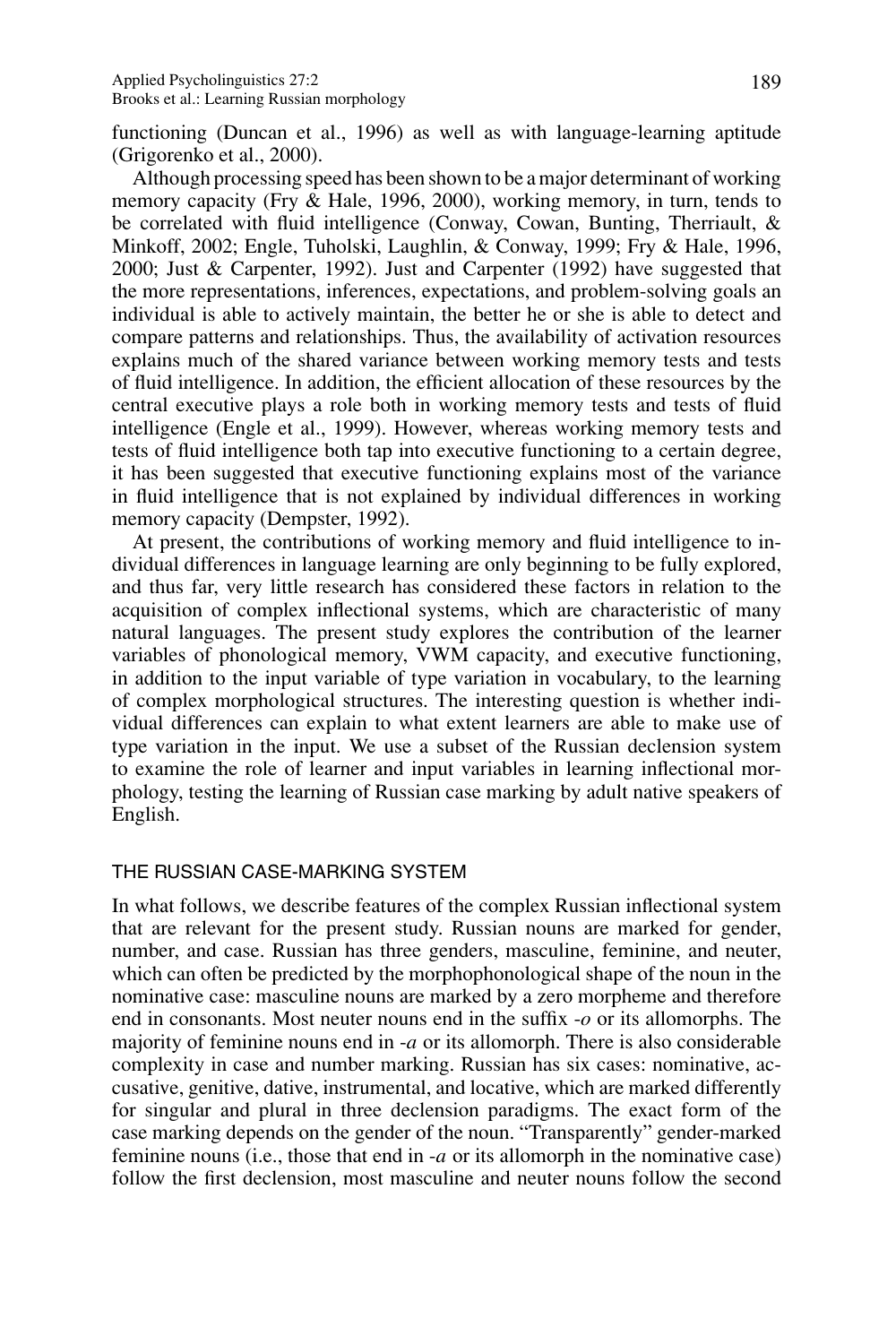functioning (Duncan et al., 1996) as well as with language-learning aptitude (Grigorenko et al., 2000).

Although processing speed has been shown to be a major determinant of working memory capacity (Fry & Hale, 1996, 2000), working memory, in turn, tends to be correlated with fluid intelligence (Conway, Cowan, Bunting, Therriault, & Minkoff, 2002; Engle, Tuholski, Laughlin, & Conway, 1999; Fry & Hale, 1996, 2000; Just & Carpenter, 1992). Just and Carpenter (1992) have suggested that the more representations, inferences, expectations, and problem-solving goals an individual is able to actively maintain, the better he or she is able to detect and compare patterns and relationships. Thus, the availability of activation resources explains much of the shared variance between working memory tests and tests of fluid intelligence. In addition, the efficient allocation of these resources by the central executive plays a role both in working memory tests and tests of fluid intelligence (Engle et al., 1999). However, whereas working memory tests and tests of fluid intelligence both tap into executive functioning to a certain degree, it has been suggested that executive functioning explains most of the variance in fluid intelligence that is not explained by individual differences in working memory capacity (Dempster, 1992).

At present, the contributions of working memory and fluid intelligence to individual differences in language learning are only beginning to be fully explored, and thus far, very little research has considered these factors in relation to the acquisition of complex inflectional systems, which are characteristic of many natural languages. The present study explores the contribution of the learner variables of phonological memory, VWM capacity, and executive functioning, in addition to the input variable of type variation in vocabulary, to the learning of complex morphological structures. The interesting question is whether individual differences can explain to what extent learners are able to make use of type variation in the input. We use a subset of the Russian declension system to examine the role of learner and input variables in learning inflectional morphology, testing the learning of Russian case marking by adult native speakers of English.

## THE RUSSIAN CASE-MARKING SYSTEM

In what follows, we describe features of the complex Russian inflectional system that are relevant for the present study. Russian nouns are marked for gender, number, and case. Russian has three genders, masculine, feminine, and neuter, which can often be predicted by the morphophonological shape of the noun in the nominative case: masculine nouns are marked by a zero morpheme and therefore end in consonants. Most neuter nouns end in the suffix *-o* or its allomorphs. The majority of feminine nouns end in *-a* or its allomorph. There is also considerable complexity in case and number marking. Russian has six cases: nominative, accusative, genitive, dative, instrumental, and locative, which are marked differently for singular and plural in three declension paradigms. The exact form of the case marking depends on the gender of the noun. "Transparently" gender-marked feminine nouns (i.e., those that end in *-a* or its allomorph in the nominative case) follow the first declension, most masculine and neuter nouns follow the second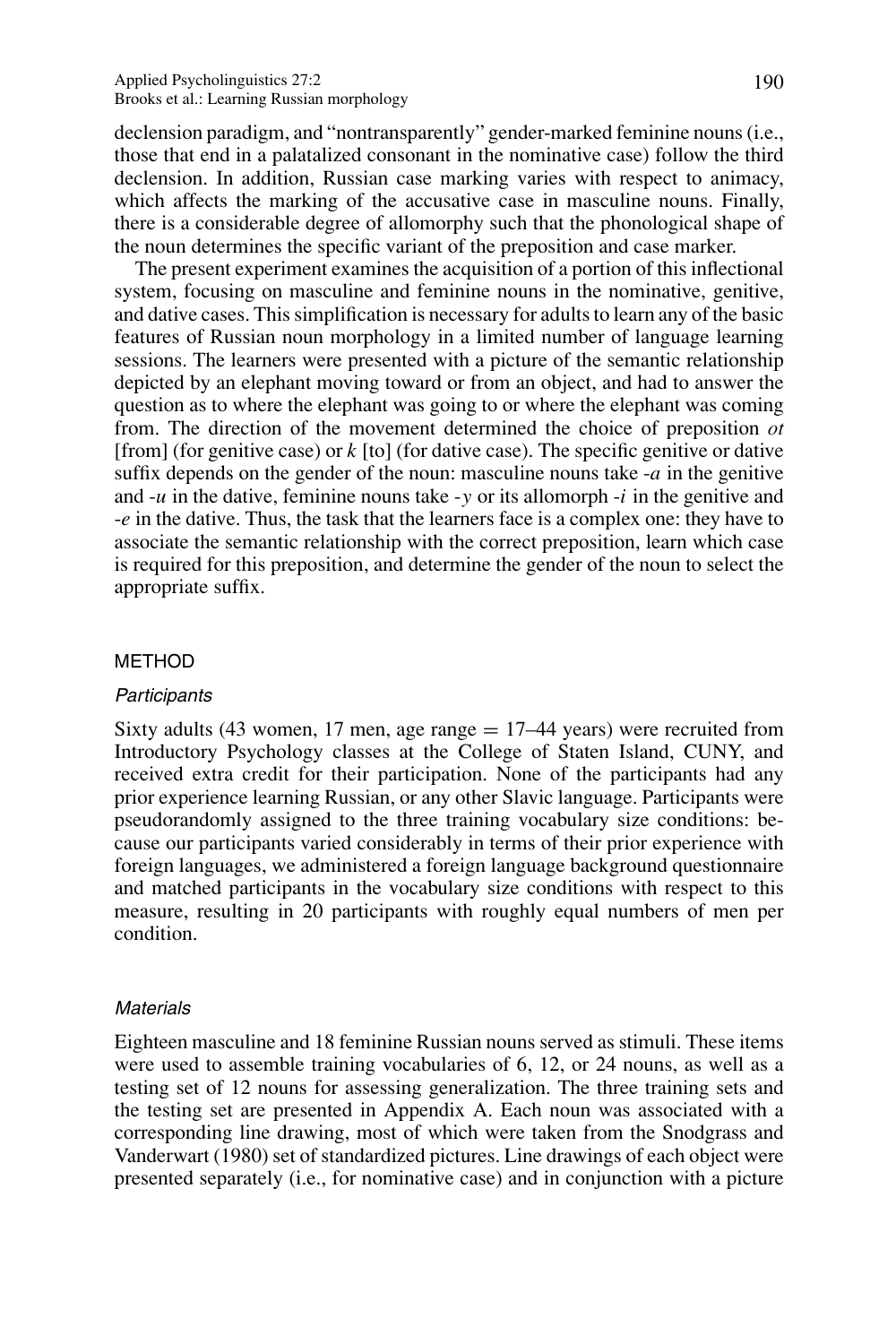declension paradigm, and "nontransparently" gender-marked feminine nouns (i.e., those that end in a palatalized consonant in the nominative case) follow the third declension. In addition, Russian case marking varies with respect to animacy, which affects the marking of the accusative case in masculine nouns. Finally, there is a considerable degree of allomorphy such that the phonological shape of the noun determines the specific variant of the preposition and case marker.

The present experiment examines the acquisition of a portion of this inflectional system, focusing on masculine and feminine nouns in the nominative, genitive, and dative cases. This simplification is necessary for adults to learn any of the basic features of Russian noun morphology in a limited number of language learning sessions. The learners were presented with a picture of the semantic relationship depicted by an elephant moving toward or from an object, and had to answer the question as to where the elephant was going to or where the elephant was coming from. The direction of the movement determined the choice of preposition *ot* [from] (for genitive case) or *k* [to] (for dative case). The specific genitive or dative suffix depends on the gender of the noun: masculine nouns take *-a* in the genitive and *-u* in the dative, feminine nouns take *-y* or its allomorph *-i* in the genitive and *-e* in the dative. Thus, the task that the learners face is a complex one: they have to associate the semantic relationship with the correct preposition, learn which case is required for this preposition, and determine the gender of the noun to select the appropriate suffix.

## METHOD

### *Participants*

Sixty adults (43 women, 17 men, age range = 17–44 years) were recruited from Introductory Psychology classes at the College of Staten Island, CUNY, and received extra credit for their participation. None of the participants had any prior experience learning Russian, or any other Slavic language. Participants were pseudorandomly assigned to the three training vocabulary size conditions: because our participants varied considerably in terms of their prior experience with foreign languages, we administered a foreign language background questionnaire and matched participants in the vocabulary size conditions with respect to this measure, resulting in 20 participants with roughly equal numbers of men per condition.

### *Materials*

Eighteen masculine and 18 feminine Russian nouns served as stimuli. These items were used to assemble training vocabularies of 6, 12, or 24 nouns, as well as a testing set of 12 nouns for assessing generalization. The three training sets and the testing set are presented in Appendix A. Each noun was associated with a corresponding line drawing, most of which were taken from the Snodgrass and Vanderwart (1980) set of standardized pictures. Line drawings of each object were presented separately (i.e., for nominative case) and in conjunction with a picture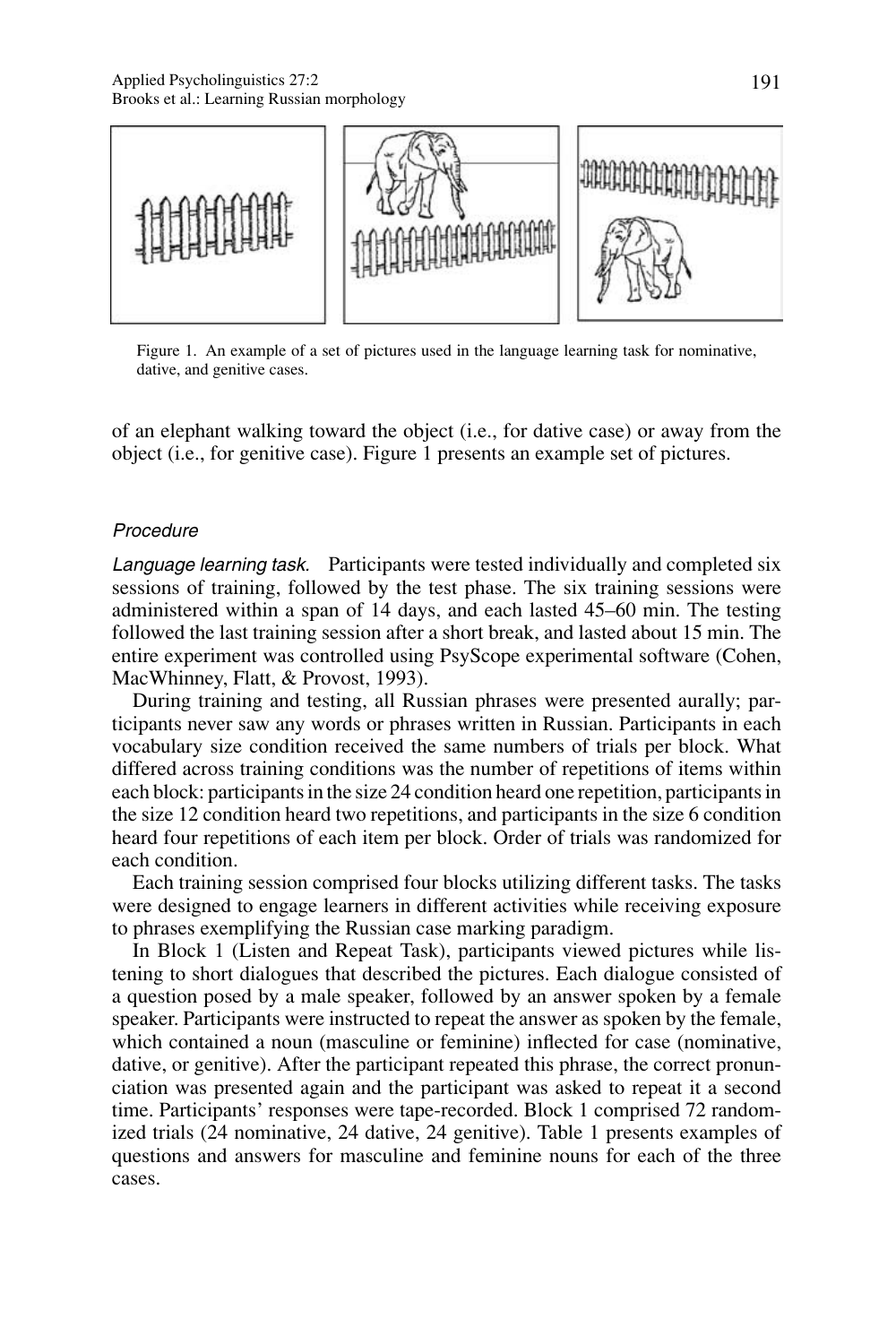Figure 1. An example of a set of pictures used in the language learning task for nominative, dative, and genitive cases.

of an elephant walking toward the object (i.e., for dative case) or away from the object (i.e., for genitive case). Figure 1 presents an example set of pictures.

### *Procedure*

*Language learning task.* Participants were tested individually and completed six sessions of training, followed by the test phase. The six training sessions were administered within a span of 14 days, and each lasted 45–60 min. The testing followed the last training session after a short break, and lasted about 15 min. The entire experiment was controlled using PsyScope experimental software (Cohen, MacWhinney, Flatt, & Provost, 1993).

During training and testing, all Russian phrases were presented aurally; participants never saw any words or phrases written in Russian. Participants in each vocabulary size condition received the same numbers of trials per block. What differed across training conditions was the number of repetitions of items within each block: participants in the size 24 condition heard one repetition, participants in the size 12 condition heard two repetitions, and participants in the size 6 condition heard four repetitions of each item per block. Order of trials was randomized for each condition.

Each training session comprised four blocks utilizing different tasks. The tasks were designed to engage learners in different activities while receiving exposure to phrases exemplifying the Russian case marking paradigm.

In Block 1 (Listen and Repeat Task), participants viewed pictures while listening to short dialogues that described the pictures. Each dialogue consisted of a question posed by a male speaker, followed by an answer spoken by a female speaker. Participants were instructed to repeat the answer as spoken by the female, which contained a noun (masculine or feminine) inflected for case (nominative, dative, or genitive). After the participant repeated this phrase, the correct pronunciation was presented again and the participant was asked to repeat it a second time. Participants' responses were tape-recorded. Block 1 comprised 72 randomized trials (24 nominative, 24 dative, 24 genitive). Table 1 presents examples of questions and answers for masculine and feminine nouns for each of the three cases.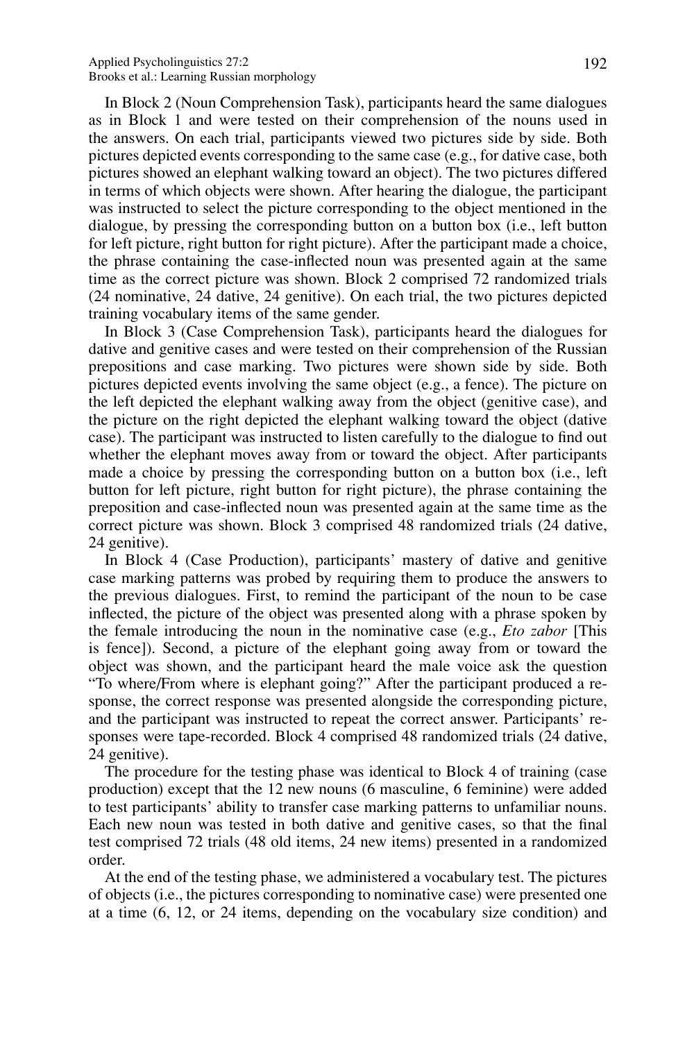In Block 2 (Noun Comprehension Task), participants heard the same dialogues as in Block 1 and were tested on their comprehension of the nouns used in the answers. On each trial, participants viewed two pictures side by side. Both pictures depicted events corresponding to the same case (e.g., for dative case, both pictures showed an elephant walking toward an object). The two pictures differed in terms of which objects were shown. After hearing the dialogue, the participant was instructed to select the picture corresponding to the object mentioned in the dialogue, by pressing the corresponding button on a button box (i.e., left button for left picture, right button for right picture). After the participant made a choice, the phrase containing the case-inflected noun was presented again at the same time as the correct picture was shown. Block 2 comprised 72 randomized trials (24 nominative, 24 dative, 24 genitive). On each trial, the two pictures depicted training vocabulary items of the same gender.

In Block 3 (Case Comprehension Task), participants heard the dialogues for dative and genitive cases and were tested on their comprehension of the Russian prepositions and case marking. Two pictures were shown side by side. Both pictures depicted events involving the same object (e.g., a fence). The picture on the left depicted the elephant walking away from the object (genitive case), and the picture on the right depicted the elephant walking toward the object (dative case). The participant was instructed to listen carefully to the dialogue to find out whether the elephant moves away from or toward the object. After participants made a choice by pressing the corresponding button on a button box (i.e., left button for left picture, right button for right picture), the phrase containing the preposition and case-inflected noun was presented again at the same time as the correct picture was shown. Block 3 comprised 48 randomized trials (24 dative, 24 genitive).

In Block 4 (Case Production), participants' mastery of dative and genitive case marking patterns was probed by requiring them to produce the answers to the previous dialogues. First, to remind the participant of the noun to be case inflected, the picture of the object was presented along with a phrase spoken by the female introducing the noun in the nominative case (e.g., *Eto zabor* [This is fence]). Second, a picture of the elephant going away from or toward the object was shown, and the participant heard the male voice ask the question "To where/From where is elephant going?" After the participant produced a response, the correct response was presented alongside the corresponding picture, and the participant was instructed to repeat the correct answer. Participants' responses were tape-recorded. Block 4 comprised 48 randomized trials (24 dative, 24 genitive).

The procedure for the testing phase was identical to Block 4 of training (case production) except that the 12 new nouns (6 masculine, 6 feminine) were added to test participants' ability to transfer case marking patterns to unfamiliar nouns. Each new noun was tested in both dative and genitive cases, so that the final test comprised 72 trials (48 old items, 24 new items) presented in a randomized order.

At the end of the testing phase, we administered a vocabulary test. The pictures of objects (i.e., the pictures corresponding to nominative case) were presented one at a time (6, 12, or 24 items, depending on the vocabulary size condition) and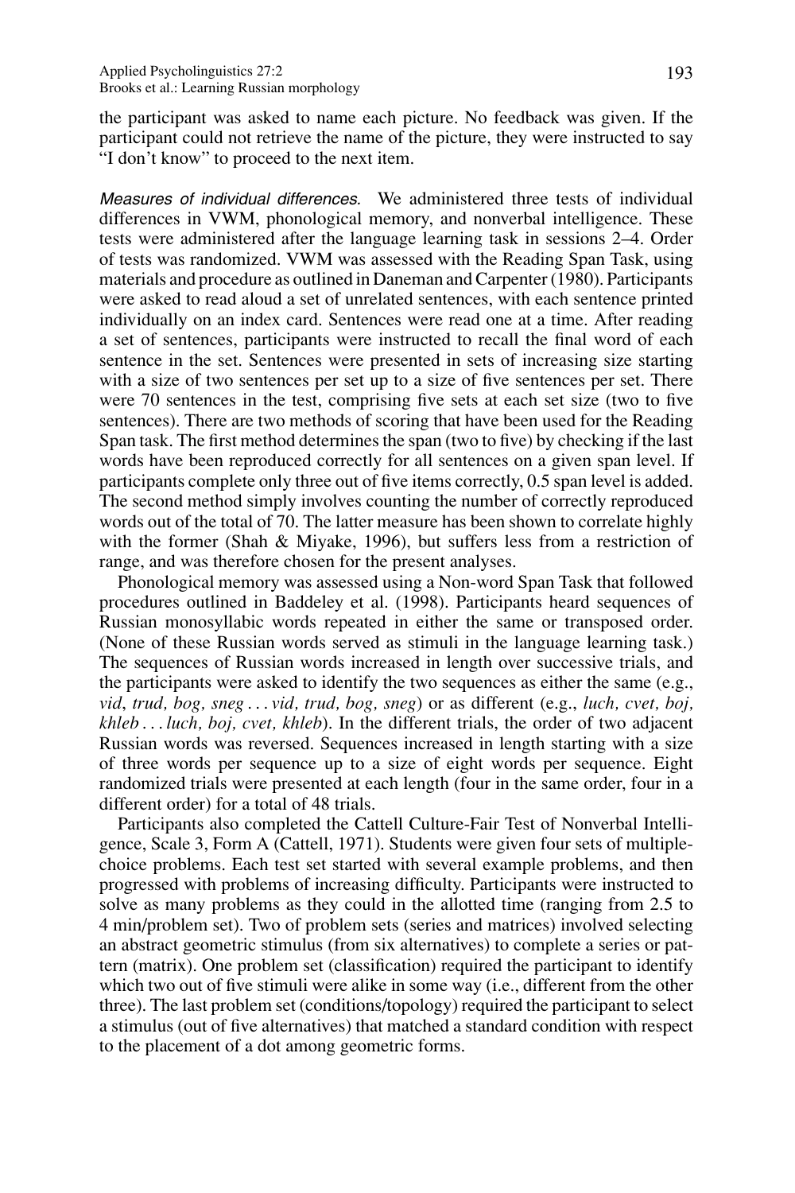the participant was asked to name each picture. No feedback was given. If the participant could not retrieve the name of the picture, they were instructed to say "I don't know" to proceed to the next item.

*Measures of individual differences.* We administered three tests of individual differences in VWM, phonological memory, and nonverbal intelligence. These tests were administered after the language learning task in sessions 2–4. Order of tests was randomized. VWM was assessed with the Reading Span Task, using materials and procedure as outlined in Daneman and Carpenter (1980). Participants were asked to read aloud a set of unrelated sentences, with each sentence printed individually on an index card. Sentences were read one at a time. After reading a set of sentences, participants were instructed to recall the final word of each sentence in the set. Sentences were presented in sets of increasing size starting with a size of two sentences per set up to a size of five sentences per set. There were 70 sentences in the test, comprising five sets at each set size (two to five sentences). There are two methods of scoring that have been used for the Reading Span task. The first method determines the span (two to five) by checking if the last words have been reproduced correctly for all sentences on a given span level. If participants complete only three out of five items correctly, 0.5 span level is added. The second method simply involves counting the number of correctly reproduced words out of the total of 70. The latter measure has been shown to correlate highly with the former (Shah & Miyake, 1996), but suffers less from a restriction of range, and was therefore chosen for the present analyses.

Phonological memory was assessed using a Non-word Span Task that followed procedures outlined in Baddeley et al. (1998). Participants heard sequences of Russian monosyllabic words repeated in either the same or transposed order. (None of these Russian words served as stimuli in the language learning task.) The sequences of Russian words increased in length over successive trials, and the participants were asked to identify the two sequences as either the same (e.g., *vid, trud, bog, sneg . . . vid, trud, bog, sneg*) or as different (e.g., *luch, cvet, boj, khleb . . . luch, boj, cvet, khleb*). In the different trials, the order of two adjacent Russian words was reversed. Sequences increased in length starting with a size of three words per sequence up to a size of eight words per sequence. Eight randomized trials were presented at each length (four in the same order, four in a different order) for a total of 48 trials.

Participants also completed the Cattell Culture-Fair Test of Nonverbal Intelligence, Scale 3, Form A (Cattell, 1971). Students were given four sets of multiple-choice problems. Each test set started with several example problems, and then progressed with problems of increasing difficulty. Participants were instructed to solve as many problems as they could in the allotted time (ranging from 2.5 to 4 min/problem set). Two of problem sets (series and matrices) involved selecting an abstract geometric stimulus (from six alternatives) to complete a series or pattern (matrix). One problem set (classification) required the participant to identify which two out of five stimuli were alike in some way (i.e., different from the other three). The last problem set (conditions/topology) required the participant to select a stimulus (out of five alternatives) that matched a standard condition with respect to the placement of a dot among geometric forms.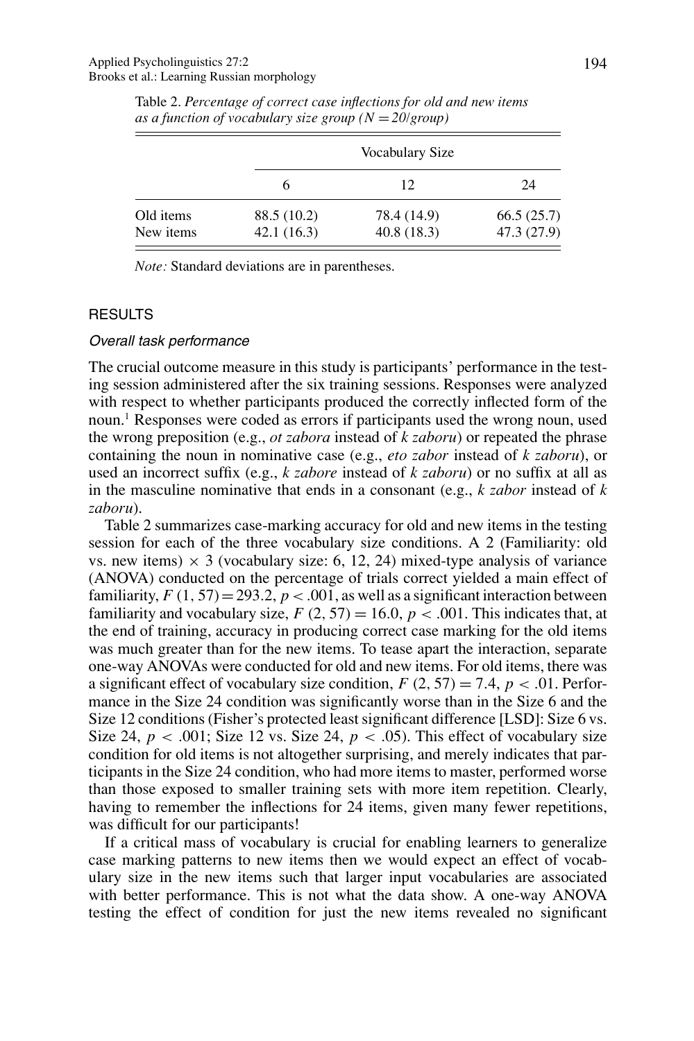Table 2. *Percentage of correct case inflections for old and new items as a function of vocabulary size group (N = 20/group)*

| | Vocabulary Size | | |
|---|---|---|---|
| | 6 | 12 | 24 |
| Old items | 88.5 (10.2) | 78.4 (14.9) | 66.5 (25.7) |
| New items | 42.1 (16.3) | 40.8 (18.3) | 47.3 (27.9) |

*Note:* Standard deviations are in parentheses.

## RESULTS

### *Overall task performance*

The crucial outcome measure in this study is participants' performance in the testing session administered after the six training sessions. Responses were analyzed with respect to whether participants produced the correctly inflected form of the noun.[1] Responses were coded as errors if participants used the wrong noun, used the wrong preposition (e.g., *ot zabora* instead of *k zaboru*) or repeated the phrase containing the noun in nominative case (e.g., *eto zabor* instead of *k zaboru*), or used an incorrect suffix (e.g., *k zabore* instead of *k zaboru*) or no suffix at all as in the masculine nominative that ends in a consonant (e.g., *k zabor* instead of *k zaboru*).

Table 2 summarizes case-marking accuracy for old and new items in the testing session for each of the three vocabulary size conditions. A 2 (Familiarity: old vs. new items) $\times$ 3 (vocabulary size: 6, 12, 24) mixed-type analysis of variance (ANOVA) conducted on the percentage of trials correct yielded a main effect of familiarity, $F\ (1, 57) = 293.2$, $p < .001$, as well as a significant interaction between familiarity and vocabulary size, $F\ (2, 57) = 16.0$, $p < .001$. This indicates that, at the end of training, accuracy in producing correct case marking for the old items was much greater than for the new items. To tease apart the interaction, separate one-way ANOVAs were conducted for old and new items. For old items, there was a significant effect of vocabulary size condition, $F\ (2, 57) = 7.4$, $p < .01$. Performance in the Size 24 condition was significantly worse than in the Size 6 and the Size 12 conditions (Fisher's protected least significant difference [LSD]: Size 6 vs. Size 24, $p < .001$; Size 12 vs. Size 24, $p < .05$). This effect of vocabulary size condition for old items is not altogether surprising, and merely indicates that participants in the Size 24 condition, who had more items to master, performed worse than those exposed to smaller training sets with more item repetition. Clearly, having to remember the inflections for 24 items, given many fewer repetitions, was difficult for our participants!

If a critical mass of vocabulary is crucial for enabling learners to generalize case marking patterns to new items then we would expect an effect of vocabulary size in the new items such that larger input vocabularies are associated with better performance. This is not what the data show. A one-way ANOVA testing the effect of condition for just the new items revealed no significant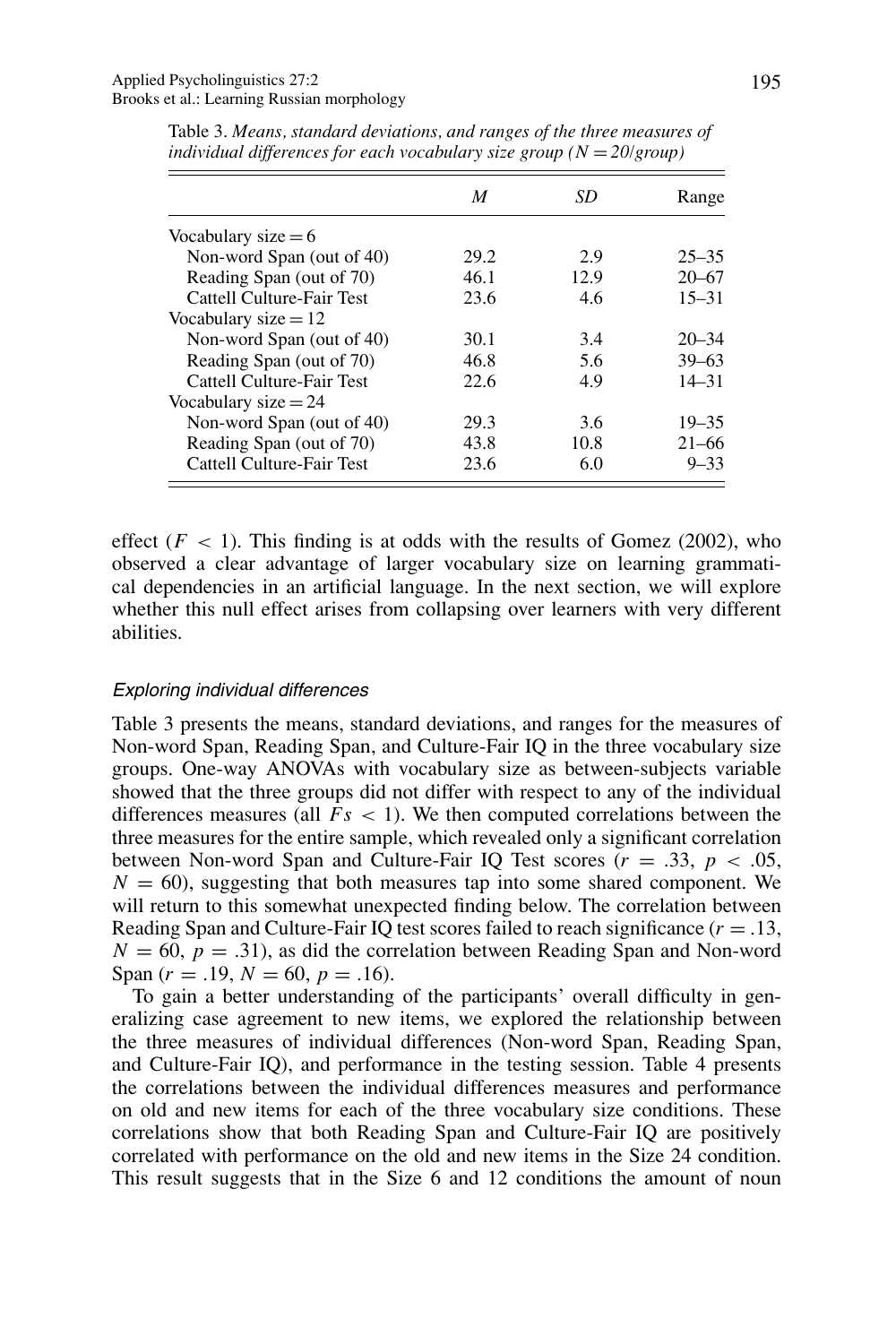Table 3. *Means, standard deviations, and ranges of the three measures of individual differences for each vocabulary size group ($N = 20$/group)*

| | *M* | *SD* | Range |
|---|---|---|---|
| Vocabulary size = 6 | | | |
| Non-word Span (out of 40) | 29.2 | 2.9 | 25–35 |
| Reading Span (out of 70) | 46.1 | 12.9 | 20–67 |
| Cattell Culture-Fair Test | 23.6 | 4.6 | 15–31 |
| Vocabulary size = 12 | | | |
| Non-word Span (out of 40) | 30.1 | 3.4 | 20–34 |
| Reading Span (out of 70) | 46.8 | 5.6 | 39–63 |
| Cattell Culture-Fair Test | 22.6 | 4.9 | 14–31 |
| Vocabulary size = 24 | | | |
| Non-word Span (out of 40) | 29.3 | 3.6 | 19–35 |
| Reading Span (out of 70) | 43.8 | 10.8 | 21–66 |
| Cattell Culture-Fair Test | 23.6 | 6.0 | 9–33 |

effect ($F < 1$). This finding is at odds with the results of Gomez (2002), who observed a clear advantage of larger vocabulary size on learning grammatical dependencies in an artificial language. In the next section, we will explore whether this null effect arises from collapsing over learners with very different abilities.

### *Exploring individual differences*

Table 3 presents the means, standard deviations, and ranges for the measures of Non-word Span, Reading Span, and Culture-Fair IQ in the three vocabulary size groups. One-way ANOVAs with vocabulary size as between-subjects variable showed that the three groups did not differ with respect to any of the individual differences measures (all $Fs < 1$). We then computed correlations between the three measures for the entire sample, which revealed only a significant correlation between Non-word Span and Culture-Fair IQ Test scores ($r = .33$, $p < .05$, $N = 60$), suggesting that both measures tap into some shared component. We will return to this somewhat unexpected finding below. The correlation between Reading Span and Culture-Fair IQ test scores failed to reach significance ($r = .13$, $N = 60$, $p = .31$), as did the correlation between Reading Span and Non-word Span ($r = .19$, $N = 60$, $p = .16$).

To gain a better understanding of the participants' overall difficulty in generalizing case agreement to new items, we explored the relationship between the three measures of individual differences (Non-word Span, Reading Span, and Culture-Fair IQ), and performance in the testing session. Table 4 presents the correlations between the individual differences measures and performance on old and new items for each of the three vocabulary size conditions. These correlations show that both Reading Span and Culture-Fair IQ are positively correlated with performance on the old and new items in the Size 24 condition. This result suggests that in the Size 6 and 12 conditions the amount of noun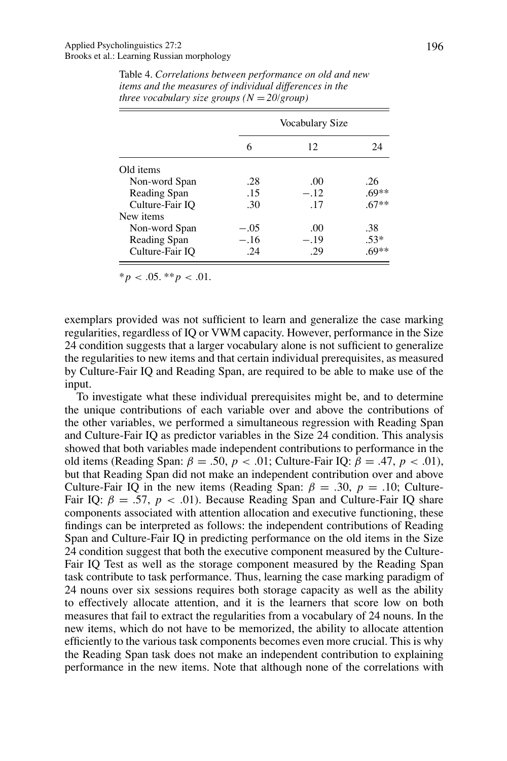Table 4. *Correlations between performance on old and new items and the measures of individual differences in the three vocabulary size groups (N = 20/group)*

| | Vocabulary Size | | |
|---|---|---|---|
| | 6 | 12 | 24 |
| Old items | | | |
| Non-word Span | .28 | .00 | .26 |
| Reading Span | .15 | −.12 | .69** |
| Culture-Fair IQ | .30 | .17 | .67** |
| New items | | | |
| Non-word Span | −.05 | .00 | .38 |
| Reading Span | −.16 | −.19 | .53* |
| Culture-Fair IQ | .24 | .29 | .69** |

*$p < .05$. **$p < .01$.

exemplars provided was not sufficient to learn and generalize the case marking regularities, regardless of IQ or VWM capacity. However, performance in the Size 24 condition suggests that a larger vocabulary alone is not sufficient to generalize the regularities to new items and that certain individual prerequisites, as measured by Culture-Fair IQ and Reading Span, are required to be able to make use of the input.

To investigate what these individual prerequisites might be, and to determine the unique contributions of each variable over and above the contributions of the other variables, we performed a simultaneous regression with Reading Span and Culture-Fair IQ as predictor variables in the Size 24 condition. This analysis showed that both variables made independent contributions to performance in the old items (Reading Span: $\beta = .50$, $p < .01$; Culture-Fair IQ: $\beta = .47$, $p < .01$), but that Reading Span did not make an independent contribution over and above Culture-Fair IQ in the new items (Reading Span: $\beta = .30$, $p = .10$; Culture-Fair IQ: $\beta = .57$, $p < .01$). Because Reading Span and Culture-Fair IQ share components associated with attention allocation and executive functioning, these findings can be interpreted as follows: the independent contributions of Reading Span and Culture-Fair IQ in predicting performance on the old items in the Size 24 condition suggest that both the executive component measured by the Culture-Fair IQ Test as well as the storage component measured by the Reading Span task contribute to task performance. Thus, learning the case marking paradigm of 24 nouns over six sessions requires both storage capacity as well as the ability to effectively allocate attention, and it is the learners that score low on both measures that fail to extract the regularities from a vocabulary of 24 nouns. In the new items, which do not have to be memorized, the ability to allocate attention efficiently to the various task components becomes even more crucial. This is why the Reading Span task does not make an independent contribution to explaining performance in the new items. Note that although none of the correlations with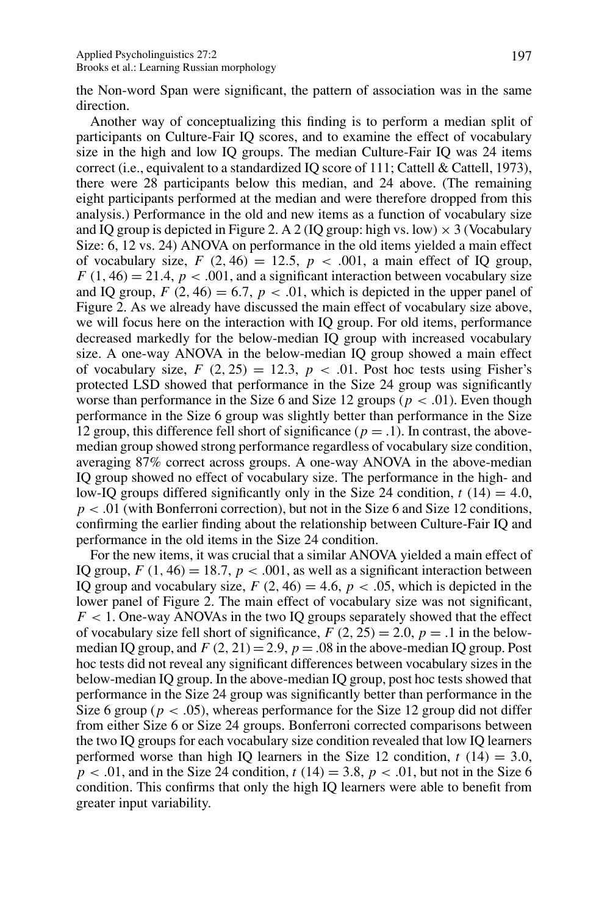the Non-word Span were significant, the pattern of association was in the same direction.

Another way of conceptualizing this finding is to perform a median split of participants on Culture-Fair IQ scores, and to examine the effect of vocabulary size in the high and low IQ groups. The median Culture-Fair IQ was 24 items correct (i.e., equivalent to a standardized IQ score of 111; Cattell & Cattell, 1973), there were 28 participants below this median, and 24 above. (The remaining eight participants performed at the median and were therefore dropped from this analysis.) Performance in the old and new items as a function of vocabulary size and IQ group is depicted in Figure 2. A 2 (IQ group: high vs. low) × 3 (Vocabulary Size: 6, 12 vs. 24) ANOVA on performance in the old items yielded a main effect of vocabulary size, $F\ (2, 46) = 12.5$, $p < .001$, a main effect of IQ group, $F\ (1, 46) = 21.4$, $p < .001$, and a significant interaction between vocabulary size and IQ group, $F\ (2, 46) = 6.7$, $p < .01$, which is depicted in the upper panel of Figure 2. As we already have discussed the main effect of vocabulary size above, we will focus here on the interaction with IQ group. For old items, performance decreased markedly for the below-median IQ group with increased vocabulary size. A one-way ANOVA in the below-median IQ group showed a main effect of vocabulary size, $F\ (2, 25) = 12.3$, $p < .01$. Post hoc tests using Fisher's protected LSD showed that performance in the Size 24 group was significantly worse than performance in the Size 6 and Size 12 groups ($p < .01$). Even though performance in the Size 6 group was slightly better than performance in the Size 12 group, this difference fell short of significance ($p = .1$). In contrast, the above-median group showed strong performance regardless of vocabulary size condition, averaging 87% correct across groups. A one-way ANOVA in the above-median IQ group showed no effect of vocabulary size. The performance in the high- and low-IQ groups differed significantly only in the Size 24 condition, $t\ (14) = 4.0$, $p < .01$ (with Bonferroni correction), but not in the Size 6 and Size 12 conditions, confirming the earlier finding about the relationship between Culture-Fair IQ and performance in the old items in the Size 24 condition.

For the new items, it was crucial that a similar ANOVA yielded a main effect of IQ group, $F\ (1, 46) = 18.7$, $p < .001$, as well as a significant interaction between IQ group and vocabulary size, $F\ (2, 46) = 4.6$, $p < .05$, which is depicted in the lower panel of Figure 2. The main effect of vocabulary size was not significant, $F < 1$. One-way ANOVAs in the two IQ groups separately showed that the effect of vocabulary size fell short of significance, $F\ (2, 25) = 2.0$, $p = .1$ in the below-median IQ group, and $F\ (2, 21) = 2.9$, $p = .08$ in the above-median IQ group. Post hoc tests did not reveal any significant differences between vocabulary sizes in the below-median IQ group. In the above-median IQ group, post hoc tests showed that performance in the Size 24 group was significantly better than performance in the Size 6 group ($p < .05$), whereas performance for the Size 12 group did not differ from either Size 6 or Size 24 groups. Bonferroni corrected comparisons between the two IQ groups for each vocabulary size condition revealed that low IQ learners performed worse than high IQ learners in the Size 12 condition, $t\ (14) = 3.0$, $p < .01$, and in the Size 24 condition, $t\ (14) = 3.8$, $p < .01$, but not in the Size 6 condition. This confirms that only the high IQ learners were able to benefit from greater input variability.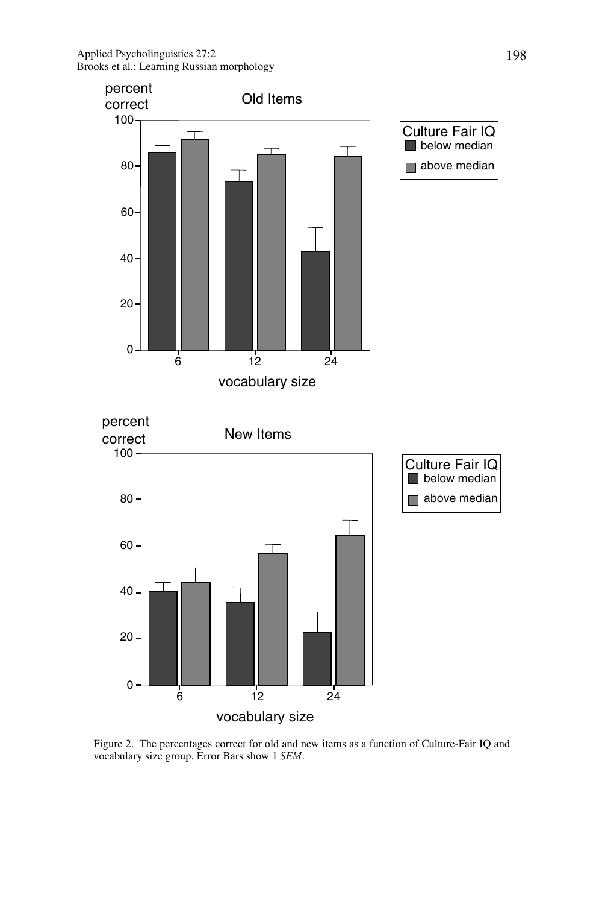Figure 2. The percentages correct for old and new items as a function of Culture-Fair IQ and vocabulary size group. Error Bars show 1 *SEM*.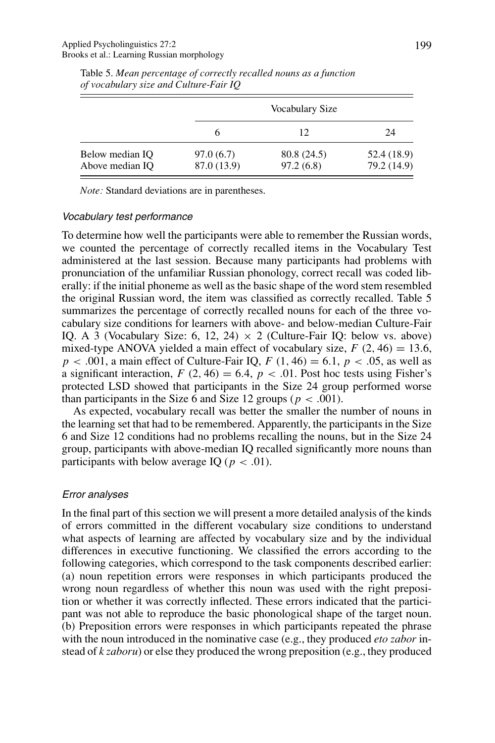Table 5. *Mean percentage of correctly recalled nouns as a function of vocabulary size and Culture-Fair IQ*

| | Vocabulary Size | | |
|---|---|---|---|
| | 6 | 12 | 24 |
| Below median IQ | 97.0 (6.7) | 80.8 (24.5) | 52.4 (18.9) |
| Above median IQ | 87.0 (13.9) | 97.2 (6.8) | 79.2 (14.9) |

*Note:* Standard deviations are in parentheses.

### *Vocabulary test performance*

To determine how well the participants were able to remember the Russian words, we counted the percentage of correctly recalled items in the Vocabulary Test administered at the last session. Because many participants had problems with pronunciation of the unfamiliar Russian phonology, correct recall was coded liberally: if the initial phoneme as well as the basic shape of the word stem resembled the original Russian word, the item was classified as correctly recalled. Table 5 summarizes the percentage of correctly recalled nouns for each of the three vocabulary size conditions for learners with above- and below-median Culture-Fair IQ. A 3 (Vocabulary Size: 6, 12, 24) $\times$ 2 (Culture-Fair IQ: below vs. above) mixed-type ANOVA yielded a main effect of vocabulary size, $F\ (2, 46) = 13.6$, $p < .001$, a main effect of Culture-Fair IQ, $F\ (1, 46) = 6.1$, $p < .05$, as well as a significant interaction, $F\ (2, 46) = 6.4$, $p < .01$. Post hoc tests using Fisher's protected LSD showed that participants in the Size 24 group performed worse than participants in the Size 6 and Size 12 groups ($p < .001$).

As expected, vocabulary recall was better the smaller the number of nouns in the learning set that had to be remembered. Apparently, the participants in the Size 6 and Size 12 conditions had no problems recalling the nouns, but in the Size 24 group, participants with above-median IQ recalled significantly more nouns than participants with below average IQ ($p < .01$).

### *Error analyses*

In the final part of this section we will present a more detailed analysis of the kinds of errors committed in the different vocabulary size conditions to understand what aspects of learning are affected by vocabulary size and by the individual differences in executive functioning. We classified the errors according to the following categories, which correspond to the task components described earlier: (a) noun repetition errors were responses in which participants produced the wrong noun regardless of whether this noun was used with the right preposition or whether it was correctly inflected. These errors indicated that the participant was not able to reproduce the basic phonological shape of the target noun. (b) Preposition errors were responses in which participants repeated the phrase with the noun introduced in the nominative case (e.g., they produced *eto zabor* instead of *k zaboru*) or else they produced the wrong preposition (e.g., they produced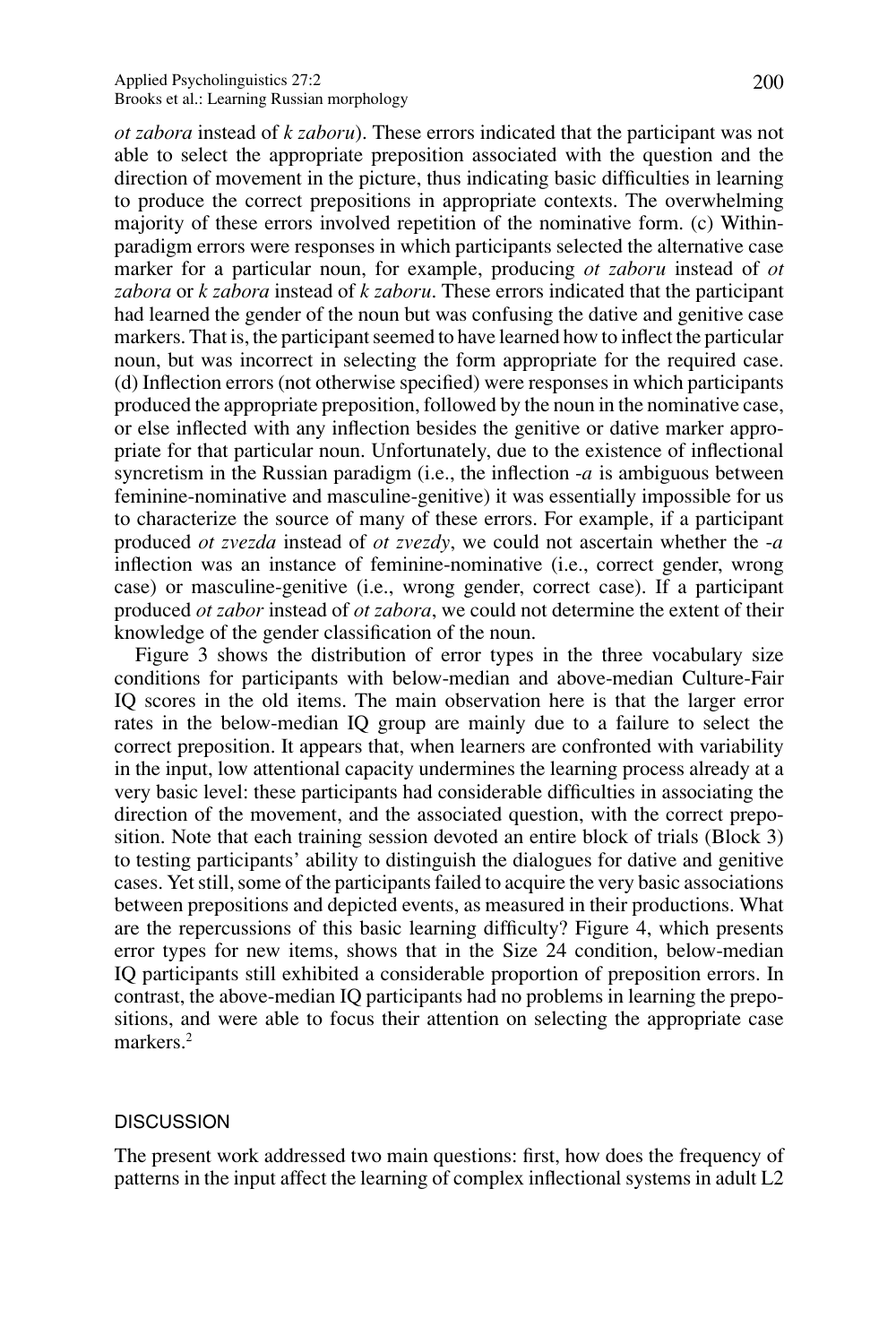*ot zabora* instead of *k zaboru*). These errors indicated that the participant was not able to select the appropriate preposition associated with the question and the direction of movement in the picture, thus indicating basic difficulties in learning to produce the correct prepositions in appropriate contexts. The overwhelming majority of these errors involved repetition of the nominative form. (c) Within-paradigm errors were responses in which participants selected the alternative case marker for a particular noun, for example, producing *ot zaboru* instead of *ot zabora* or *k zabora* instead of *k zaboru*. These errors indicated that the participant had learned the gender of the noun but was confusing the dative and genitive case markers. That is, the participant seemed to have learned how to inflect the particular noun, but was incorrect in selecting the form appropriate for the required case. (d) Inflection errors (not otherwise specified) were responses in which participants produced the appropriate preposition, followed by the noun in the nominative case, or else inflected with any inflection besides the genitive or dative marker appropriate for that particular noun. Unfortunately, due to the existence of inflectional syncretism in the Russian paradigm (i.e., the inflection *-a* is ambiguous between feminine-nominative and masculine-genitive) it was essentially impossible for us to characterize the source of many of these errors. For example, if a participant produced *ot zvezda* instead of *ot zvezdy*, we could not ascertain whether the *-a* inflection was an instance of feminine-nominative (i.e., correct gender, wrong case) or masculine-genitive (i.e., wrong gender, correct case). If a participant produced *ot zabor* instead of *ot zabora*, we could not determine the extent of their knowledge of the gender classification of the noun.

Figure 3 shows the distribution of error types in the three vocabulary size conditions for participants with below-median and above-median Culture-Fair IQ scores in the old items. The main observation here is that the larger error rates in the below-median IQ group are mainly due to a failure to select the correct preposition. It appears that, when learners are confronted with variability in the input, low attentional capacity undermines the learning process already at a very basic level: these participants had considerable difficulties in associating the direction of the movement, and the associated question, with the correct preposition. Note that each training session devoted an entire block of trials (Block 3) to testing participants' ability to distinguish the dialogues for dative and genitive cases. Yet still, some of the participants failed to acquire the very basic associations between prepositions and depicted events, as measured in their productions. What are the repercussions of this basic learning difficulty? Figure 4, which presents error types for new items, shows that in the Size 24 condition, below-median IQ participants still exhibited a considerable proportion of preposition errors. In contrast, the above-median IQ participants had no problems in learning the prepositions, and were able to focus their attention on selecting the appropriate case markers.[2]

## DISCUSSION

The present work addressed two main questions: first, how does the frequency of patterns in the input affect the learning of complex inflectional systems in adult L2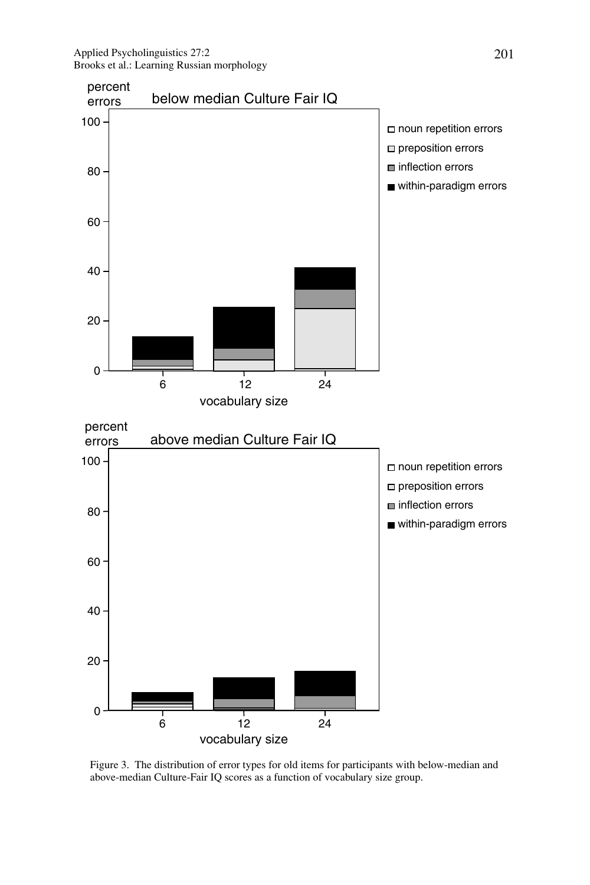Figure 3. The distribution of error types for old items for participants with below-median and above-median Culture-Fair IQ scores as a function of vocabulary size group.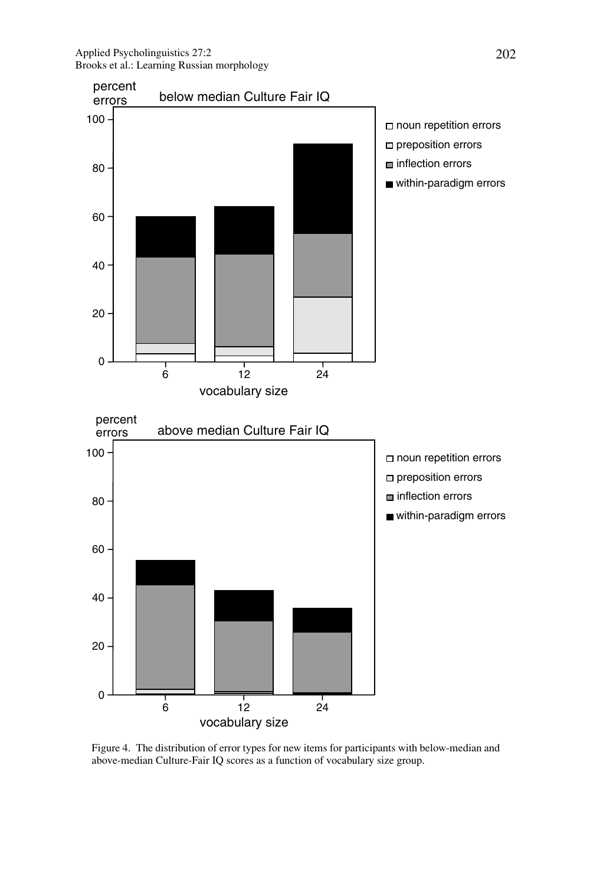Figure 4. The distribution of error types for new items for participants with below-median and above-median Culture-Fair IQ scores as a function of vocabulary size group.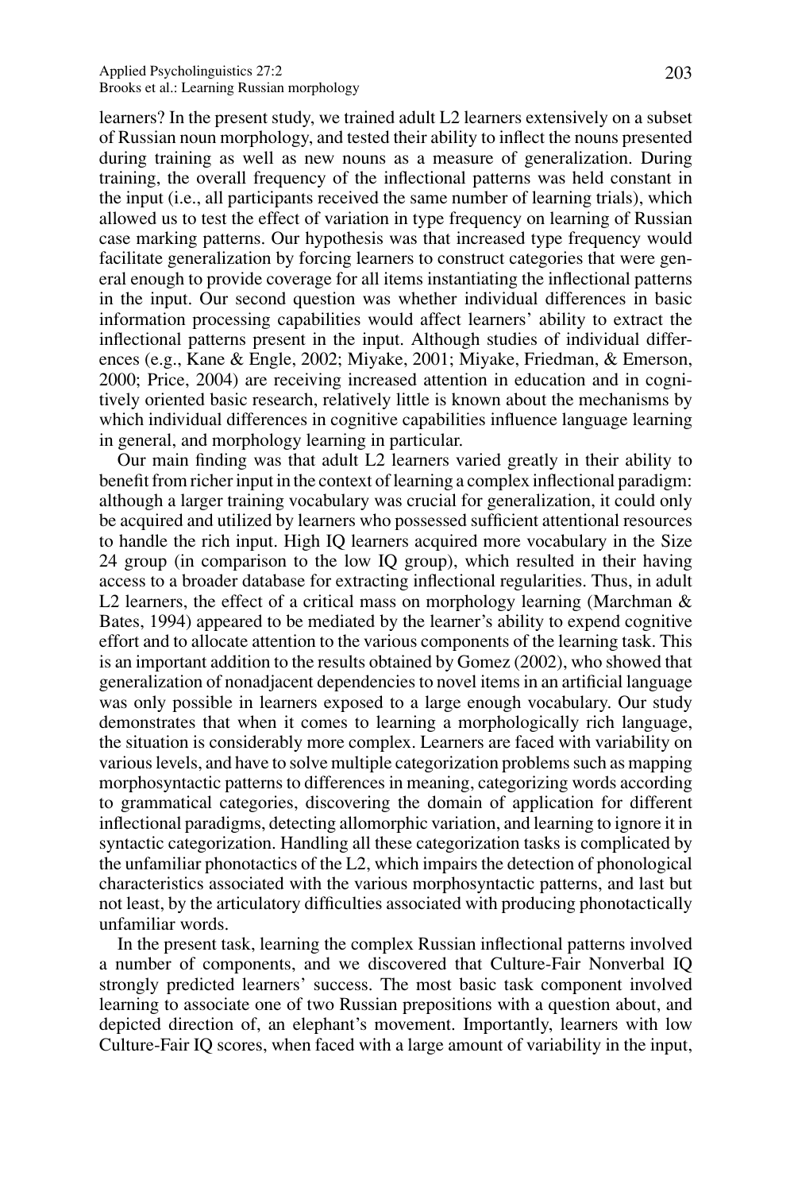learners? In the present study, we trained adult L2 learners extensively on a subset of Russian noun morphology, and tested their ability to inflect the nouns presented during training as well as new nouns as a measure of generalization. During training, the overall frequency of the inflectional patterns was held constant in the input (i.e., all participants received the same number of learning trials), which allowed us to test the effect of variation in type frequency on learning of Russian case marking patterns. Our hypothesis was that increased type frequency would facilitate generalization by forcing learners to construct categories that were general enough to provide coverage for all items instantiating the inflectional patterns in the input. Our second question was whether individual differences in basic information processing capabilities would affect learners' ability to extract the inflectional patterns present in the input. Although studies of individual differences (e.g., Kane & Engle, 2002; Miyake, 2001; Miyake, Friedman, & Emerson, 2000; Price, 2004) are receiving increased attention in education and in cognitively oriented basic research, relatively little is known about the mechanisms by which individual differences in cognitive capabilities influence language learning in general, and morphology learning in particular.

Our main finding was that adult L2 learners varied greatly in their ability to benefit from richer input in the context of learning a complex inflectional paradigm: although a larger training vocabulary was crucial for generalization, it could only be acquired and utilized by learners who possessed sufficient attentional resources to handle the rich input. High IQ learners acquired more vocabulary in the Size 24 group (in comparison to the low IQ group), which resulted in their having access to a broader database for extracting inflectional regularities. Thus, in adult L2 learners, the effect of a critical mass on morphology learning (Marchman & Bates, 1994) appeared to be mediated by the learner's ability to expend cognitive effort and to allocate attention to the various components of the learning task. This is an important addition to the results obtained by Gomez (2002), who showed that generalization of nonadjacent dependencies to novel items in an artificial language was only possible in learners exposed to a large enough vocabulary. Our study demonstrates that when it comes to learning a morphologically rich language, the situation is considerably more complex. Learners are faced with variability on various levels, and have to solve multiple categorization problems such as mapping morphosyntactic patterns to differences in meaning, categorizing words according to grammatical categories, discovering the domain of application for different inflectional paradigms, detecting allomorphic variation, and learning to ignore it in syntactic categorization. Handling all these categorization tasks is complicated by the unfamiliar phonotactics of the L2, which impairs the detection of phonological characteristics associated with the various morphosyntactic patterns, and last but not least, by the articulatory difficulties associated with producing phonotactically unfamiliar words.

In the present task, learning the complex Russian inflectional patterns involved a number of components, and we discovered that Culture-Fair Nonverbal IQ strongly predicted learners' success. The most basic task component involved learning to associate one of two Russian prepositions with a question about, and depicted direction of, an elephant's movement. Importantly, learners with low Culture-Fair IQ scores, when faced with a large amount of variability in the input,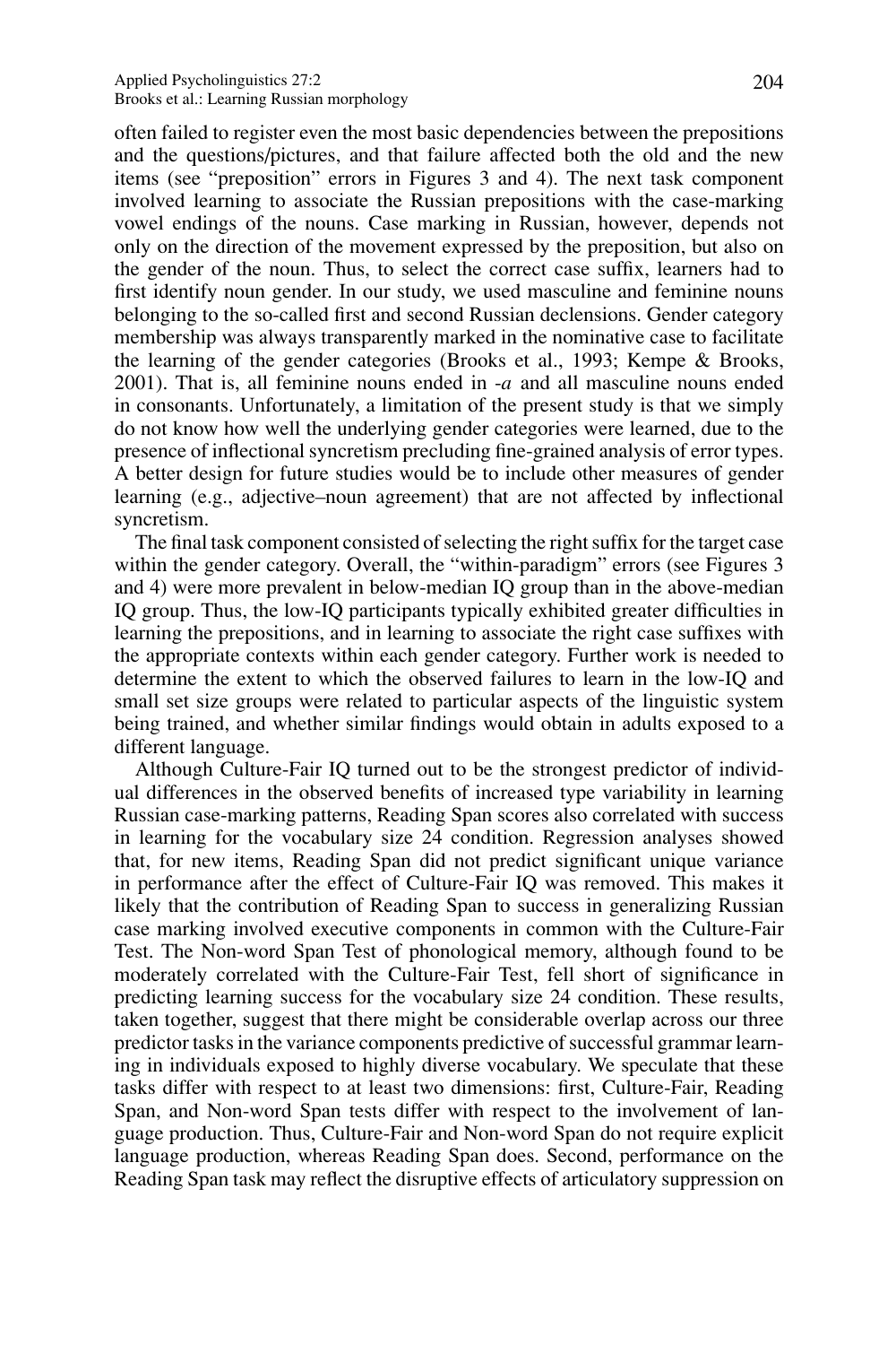often failed to register even the most basic dependencies between the prepositions and the questions/pictures, and that failure affected both the old and the new items (see "preposition" errors in Figures 3 and 4). The next task component involved learning to associate the Russian prepositions with the case-marking vowel endings of the nouns. Case marking in Russian, however, depends not only on the direction of the movement expressed by the preposition, but also on the gender of the noun. Thus, to select the correct case suffix, learners had to first identify noun gender. In our study, we used masculine and feminine nouns belonging to the so-called first and second Russian declensions. Gender category membership was always transparently marked in the nominative case to facilitate the learning of the gender categories (Brooks et al., 1993; Kempe & Brooks, 2001). That is, all feminine nouns ended in *-a* and all masculine nouns ended in consonants. Unfortunately, a limitation of the present study is that we simply do not know how well the underlying gender categories were learned, due to the presence of inflectional syncretism precluding fine-grained analysis of error types. A better design for future studies would be to include other measures of gender learning (e.g., adjective–noun agreement) that are not affected by inflectional syncretism.

The final task component consisted of selecting the right suffix for the target case within the gender category. Overall, the "within-paradigm" errors (see Figures 3 and 4) were more prevalent in below-median IQ group than in the above-median IQ group. Thus, the low-IQ participants typically exhibited greater difficulties in learning the prepositions, and in learning to associate the right case suffixes with the appropriate contexts within each gender category. Further work is needed to determine the extent to which the observed failures to learn in the low-IQ and small set size groups were related to particular aspects of the linguistic system being trained, and whether similar findings would obtain in adults exposed to a different language.

Although Culture-Fair IQ turned out to be the strongest predictor of individual differences in the observed benefits of increased type variability in learning Russian case-marking patterns, Reading Span scores also correlated with success in learning for the vocabulary size 24 condition. Regression analyses showed that, for new items, Reading Span did not predict significant unique variance in performance after the effect of Culture-Fair IQ was removed. This makes it likely that the contribution of Reading Span to success in generalizing Russian case marking involved executive components in common with the Culture-Fair Test. The Non-word Span Test of phonological memory, although found to be moderately correlated with the Culture-Fair Test, fell short of significance in predicting learning success for the vocabulary size 24 condition. These results, taken together, suggest that there might be considerable overlap across our three predictor tasks in the variance components predictive of successful grammar learning in individuals exposed to highly diverse vocabulary. We speculate that these tasks differ with respect to at least two dimensions: first, Culture-Fair, Reading Span, and Non-word Span tests differ with respect to the involvement of language production. Thus, Culture-Fair and Non-word Span do not require explicit language production, whereas Reading Span does. Second, performance on the Reading Span task may reflect the disruptive effects of articulatory suppression on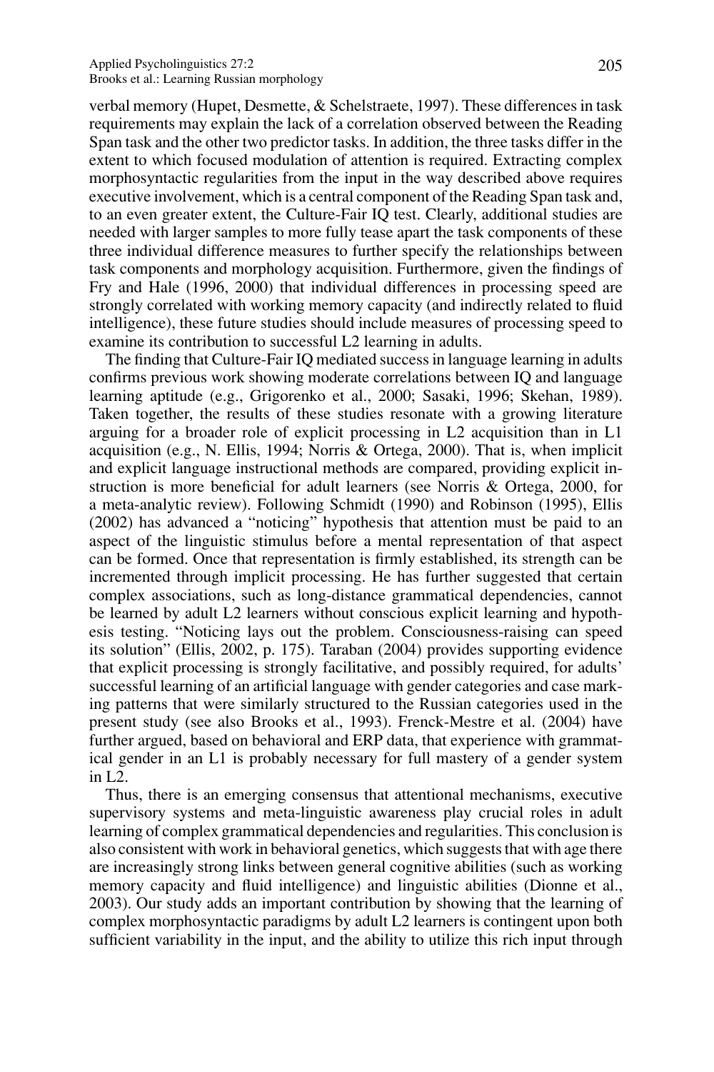verbal memory (Hupet, Desmette, & Schelstraete, 1997). These differences in task requirements may explain the lack of a correlation observed between the Reading Span task and the other two predictor tasks. In addition, the three tasks differ in the extent to which focused modulation of attention is required. Extracting complex morphosyntactic regularities from the input in the way described above requires executive involvement, which is a central component of the Reading Span task and, to an even greater extent, the Culture-Fair IQ test. Clearly, additional studies are needed with larger samples to more fully tease apart the task components of these three individual difference measures to further specify the relationships between task components and morphology acquisition. Furthermore, given the findings of Fry and Hale (1996, 2000) that individual differences in processing speed are strongly correlated with working memory capacity (and indirectly related to fluid intelligence), these future studies should include measures of processing speed to examine its contribution to successful L2 learning in adults.

The finding that Culture-Fair IQ mediated success in language learning in adults confirms previous work showing moderate correlations between IQ and language learning aptitude (e.g., Grigorenko et al., 2000; Sasaki, 1996; Skehan, 1989). Taken together, the results of these studies resonate with a growing literature arguing for a broader role of explicit processing in L2 acquisition than in L1 acquisition (e.g., N. Ellis, 1994; Norris & Ortega, 2000). That is, when implicit and explicit language instructional methods are compared, providing explicit instruction is more beneficial for adult learners (see Norris & Ortega, 2000, for a meta-analytic review). Following Schmidt (1990) and Robinson (1995), Ellis (2002) has advanced a "noticing" hypothesis that attention must be paid to an aspect of the linguistic stimulus before a mental representation of that aspect can be formed. Once that representation is firmly established, its strength can be incremented through implicit processing. He has further suggested that certain complex associations, such as long-distance grammatical dependencies, cannot be learned by adult L2 learners without conscious explicit learning and hypothesis testing. "Noticing lays out the problem. Consciousness-raising can speed its solution" (Ellis, 2002, p. 175). Taraban (2004) provides supporting evidence that explicit processing is strongly facilitative, and possibly required, for adults' successful learning of an artificial language with gender categories and case marking patterns that were similarly structured to the Russian categories used in the present study (see also Brooks et al., 1993). Frenck-Mestre et al. (2004) have further argued, based on behavioral and ERP data, that experience with grammatical gender in an L1 is probably necessary for full mastery of a gender system in L2.

Thus, there is an emerging consensus that attentional mechanisms, executive supervisory systems and meta-linguistic awareness play crucial roles in adult learning of complex grammatical dependencies and regularities. This conclusion is also consistent with work in behavioral genetics, which suggests that with age there are increasingly strong links between general cognitive abilities (such as working memory capacity and fluid intelligence) and linguistic abilities (Dionne et al., 2003). Our study adds an important contribution by showing that the learning of complex morphosyntactic paradigms by adult L2 learners is contingent upon both sufficient variability in the input, and the ability to utilize this rich input through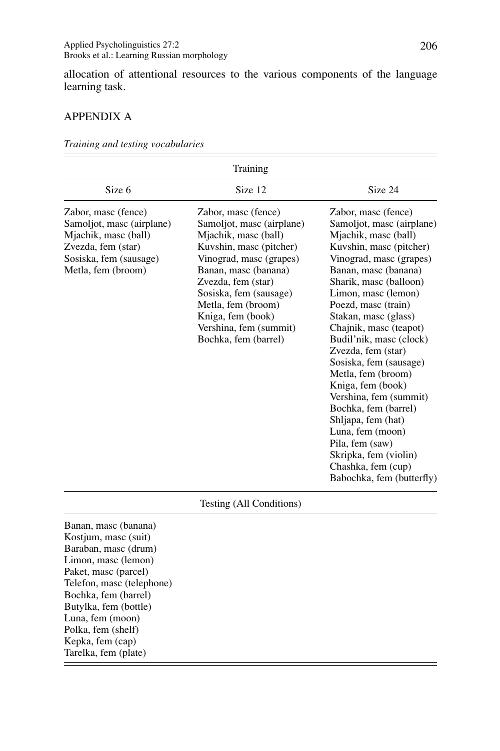allocation of attentional resources to the various components of the language learning task.

## APPENDIX A

*Training and testing vocabularies*

| Training | | |
|---|---|---|
| Size 6 | Size 12 | Size 24 |
| Zabor, masc (fence) | Zabor, masc (fence) | Zabor, masc (fence) |
| Samoljot, masc (airplane) | Samoljot, masc (airplane) | Samoljot, masc (airplane) |
| Mjachik, masc (ball) | Mjachik, masc (ball) | Mjachik, masc (ball) |
| Zvezda, fem (star) | Kuvshin, masc (pitcher) | Kuvshin, masc (pitcher) |
| Sosiska, fem (sausage) | Vinograd, masc (grapes) | Vinograd, masc (grapes) |
| Metla, fem (broom) | Banan, masc (banana) | Banan, masc (banana) |
| | Zvezda, fem (star) | Sharik, masc (balloon) |
| | Sosiska, fem (sausage) | Limon, masc (lemon) |
| | Metla, fem (broom) | Poezd, masc (train) |
| | Kniga, fem (book) | Stakan, masc (glass) |
| | Vershina, fem (summit) | Chajnik, masc (teapot) |
| | Bochka, fem (barrel) | Budil'nik, masc (clock) |
| | | Zvezda, fem (star) |
| | | Sosiska, fem (sausage) |
| | | Metla, fem (broom) |
| | | Kniga, fem (book) |
| | | Vershina, fem (summit) |
| | | Bochka, fem (barrel) |
| | | Shljapa, fem (hat) |
| | | Luna, fem (moon) |
| | | Pila, fem (saw) |
| | | Skripka, fem (violin) |
| | | Chashka, fem (cup) |
| | | Babochka, fem (butterfly) |
| **Testing (All Conditions)** | | |
| Banan, masc (banana) | | |
| Kostjum, masc (suit) | | |
| Baraban, masc (drum) | | |
| Limon, masc (lemon) | | |
| Paket, masc (parcel) | | |
| Telefon, masc (telephone) | | |
| Bochka, fem (barrel) | | |
| Butylka, fem (bottle) | | |
| Luna, fem (moon) | | |
| Polka, fem (shelf) | | |
| Kepka, fem (cap) | | |
| Tarelka, fem (plate) | | |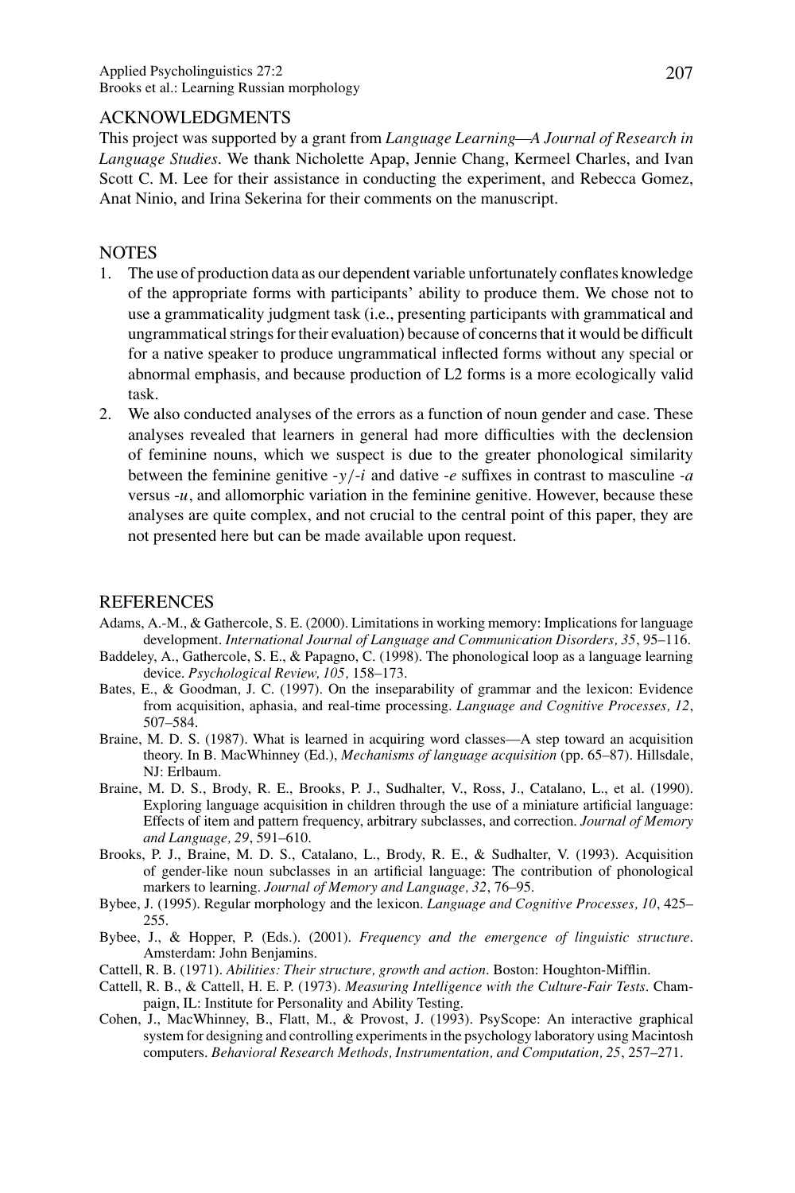## ACKNOWLEDGMENTS

This project was supported by a grant from *Language Learning—A Journal of Research in Language Studies*. We thank Nicholette Apap, Jennie Chang, Kermeel Charles, and Ivan Scott C. M. Lee for their assistance in conducting the experiment, and Rebecca Gomez, Anat Ninio, and Irina Sekerina for their comments on the manuscript.

## NOTES

1. The use of production data as our dependent variable unfortunately conflates knowledge of the appropriate forms with participants' ability to produce them. We chose not to use a grammaticality judgment task (i.e., presenting participants with grammatical and ungrammatical strings for their evaluation) because of concerns that it would be difficult for a native speaker to produce ungrammatical inflected forms without any special or abnormal emphasis, and because production of L2 forms is a more ecologically valid task.
2. We also conducted analyses of the errors as a function of noun gender and case. These analyses revealed that learners in general had more difficulties with the declension of feminine nouns, which we suspect is due to the greater phonological similarity between the feminine genitive *-y/-i* and dative *-e* suffixes in contrast to masculine *-a* versus *-u*, and allomorphic variation in the feminine genitive. However, because these analyses are quite complex, and not crucial to the central point of this paper, they are not presented here but can be made available upon request.

## REFERENCES

Adams, A.-M., & Gathercole, S. E. (2000). Limitations in working memory: Implications for language development. *International Journal of Language and Communication Disorders, 35*, 95–116.

Baddeley, A., Gathercole, S. E., & Papagno, C. (1998). The phonological loop as a language learning device. *Psychological Review, 105,* 158–173.

Bates, E., & Goodman, J. C. (1997). On the inseparability of grammar and the lexicon: Evidence from acquisition, aphasia, and real-time processing. *Language and Cognitive Processes, 12*, 507–584.

Braine, M. D. S. (1987). What is learned in acquiring word classes—A step toward an acquisition theory. In B. MacWhinney (Ed.), *Mechanisms of language acquisition* (pp. 65–87). Hillsdale, NJ: Erlbaum.

Braine, M. D. S., Brody, R. E., Brooks, P. J., Sudhalter, V., Ross, J., Catalano, L., et al. (1990). Exploring language acquisition in children through the use of a miniature artificial language: Effects of item and pattern frequency, arbitrary subclasses, and correction. *Journal of Memory and Language, 29*, 591–610.

Brooks, P. J., Braine, M. D. S., Catalano, L., Brody, R. E., & Sudhalter, V. (1993). Acquisition of gender-like noun subclasses in an artificial language: The contribution of phonological markers to learning. *Journal of Memory and Language, 32*, 76–95.

Bybee, J. (1995). Regular morphology and the lexicon. *Language and Cognitive Processes, 10*, 425–255.

Bybee, J., & Hopper, P. (Eds.). (2001). *Frequency and the emergence of linguistic structure*. Amsterdam: John Benjamins.

Cattell, R. B. (1971). *Abilities: Their structure, growth and action*. Boston: Houghton-Mifflin.

Cattell, R. B., & Cattell, H. E. P. (1973). *Measuring Intelligence with the Culture-Fair Tests*. Champaign, IL: Institute for Personality and Ability Testing.

Cohen, J., MacWhinney, B., Flatt, M., & Provost, J. (1993). PsyScope: An interactive graphical system for designing and controlling experiments in the psychology laboratory using Macintosh computers. *Behavioral Research Methods, Instrumentation, and Computation, 25*, 257–271.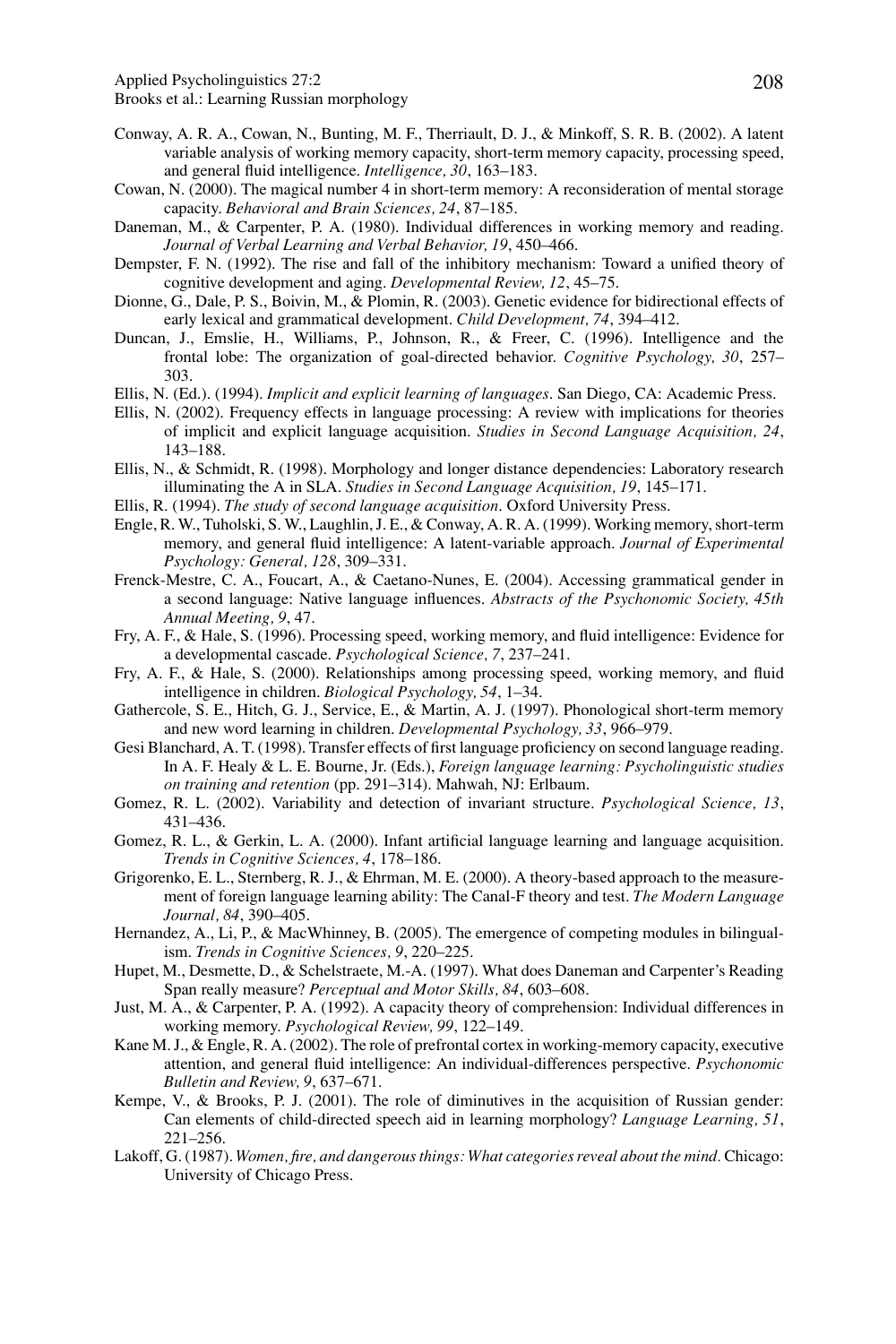Conway, A. R. A., Cowan, N., Bunting, M. F., Therriault, D. J., & Minkoff, S. R. B. (2002). A latent variable analysis of working memory capacity, short-term memory capacity, processing speed, and general fluid intelligence. *Intelligence, 30*, 163–183.

Cowan, N. (2000). The magical number 4 in short-term memory: A reconsideration of mental storage capacity. *Behavioral and Brain Sciences, 24*, 87–185.

Daneman, M., & Carpenter, P. A. (1980). Individual differences in working memory and reading. *Journal of Verbal Learning and Verbal Behavior, 19*, 450–466.

Dempster, F. N. (1992). The rise and fall of the inhibitory mechanism: Toward a unified theory of cognitive development and aging. *Developmental Review, 12*, 45–75.

Dionne, G., Dale, P. S., Boivin, M., & Plomin, R. (2003). Genetic evidence for bidirectional effects of early lexical and grammatical development. *Child Development, 74*, 394–412.

Duncan, J., Emslie, H., Williams, P., Johnson, R., & Freer, C. (1996). Intelligence and the frontal lobe: The organization of goal-directed behavior. *Cognitive Psychology, 30*, 257–303.

Ellis, N. (Ed.). (1994). *Implicit and explicit learning of languages*. San Diego, CA: Academic Press.

Ellis, N. (2002). Frequency effects in language processing: A review with implications for theories of implicit and explicit language acquisition. *Studies in Second Language Acquisition, 24*, 143–188.

Ellis, N., & Schmidt, R. (1998). Morphology and longer distance dependencies: Laboratory research illuminating the A in SLA. *Studies in Second Language Acquisition, 19*, 145–171.

Ellis, R. (1994). *The study of second language acquisition*. Oxford University Press.

Engle, R. W., Tuholski, S. W., Laughlin, J. E., & Conway, A. R. A. (1999). Working memory, short-term memory, and general fluid intelligence: A latent-variable approach. *Journal of Experimental Psychology: General, 128*, 309–331.

Frenck-Mestre, C. A., Foucart, A., & Caetano-Nunes, E. (2004). Accessing grammatical gender in a second language: Native language influences. *Abstracts of the Psychonomic Society, 45th Annual Meeting, 9*, 47.

Fry, A. F., & Hale, S. (1996). Processing speed, working memory, and fluid intelligence: Evidence for a developmental cascade. *Psychological Science, 7*, 237–241.

Fry, A. F., & Hale, S. (2000). Relationships among processing speed, working memory, and fluid intelligence in children. *Biological Psychology, 54*, 1–34.

Gathercole, S. E., Hitch, G. J., Service, E., & Martin, A. J. (1997). Phonological short-term memory and new word learning in children. *Developmental Psychology, 33*, 966–979.

Gesi Blanchard, A. T. (1998). Transfer effects of first language proficiency on second language reading. In A. F. Healy & L. E. Bourne, Jr. (Eds.), *Foreign language learning: Psycholinguistic studies on training and retention* (pp. 291–314). Mahwah, NJ: Erlbaum.

Gomez, R. L. (2002). Variability and detection of invariant structure. *Psychological Science, 13*, 431–436.

Gomez, R. L., & Gerkin, L. A. (2000). Infant artificial language learning and language acquisition. *Trends in Cognitive Sciences, 4*, 178–186.

Grigorenko, E. L., Sternberg, R. J., & Ehrman, M. E. (2000). A theory-based approach to the measurement of foreign language learning ability: The Canal-F theory and test. *The Modern Language Journal, 84*, 390–405.

Hernandez, A., Li, P., & MacWhinney, B. (2005). The emergence of competing modules in bilingualism. *Trends in Cognitive Sciences, 9*, 220–225.

Hupet, M., Desmette, D., & Schelstraete, M.-A. (1997). What does Daneman and Carpenter's Reading Span really measure? *Perceptual and Motor Skills, 84*, 603–608.

Just, M. A., & Carpenter, P. A. (1992). A capacity theory of comprehension: Individual differences in working memory. *Psychological Review, 99*, 122–149.

Kane M. J., & Engle, R. A. (2002). The role of prefrontal cortex in working-memory capacity, executive attention, and general fluid intelligence: An individual-differences perspective. *Psychonomic Bulletin and Review, 9*, 637–671.

Kempe, V., & Brooks, P. J. (2001). The role of diminutives in the acquisition of Russian gender: Can elements of child-directed speech aid in learning morphology? *Language Learning, 51*, 221–256.

Lakoff, G. (1987). *Women, fire, and dangerous things: What categories reveal about the mind.* Chicago: University of Chicago Press.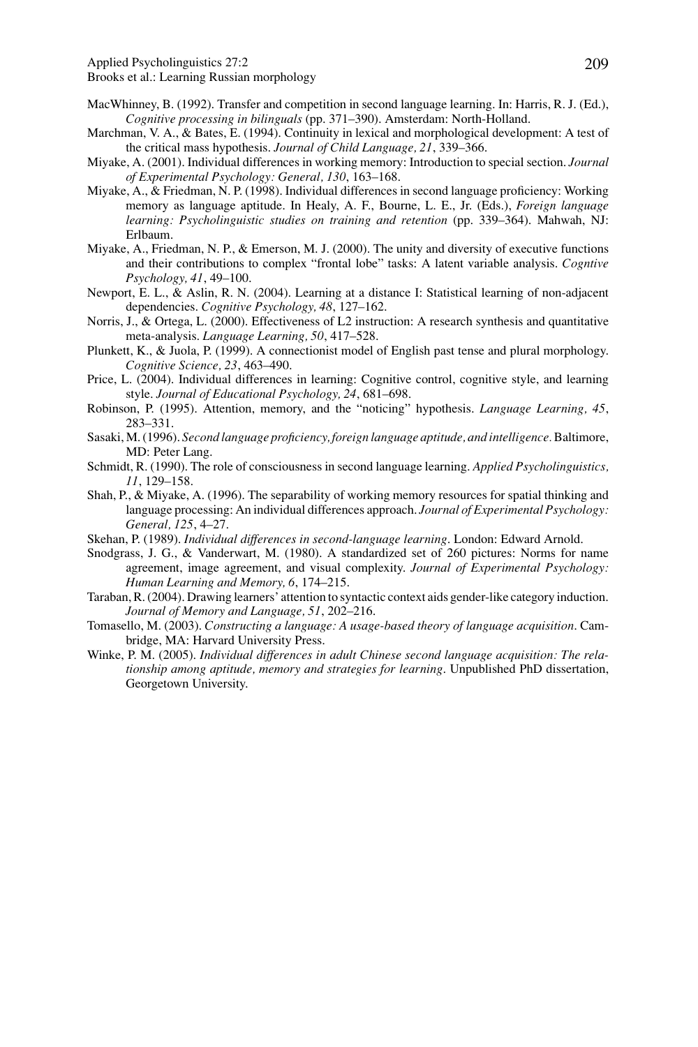MacWhinney, B. (1992). Transfer and competition in second language learning. In: Harris, R. J. (Ed.), *Cognitive processing in bilinguals* (pp. 371–390). Amsterdam: North-Holland.

Marchman, V. A., & Bates, E. (1994). Continuity in lexical and morphological development: A test of the critical mass hypothesis. *Journal of Child Language, 21*, 339–366.

Miyake, A. (2001). Individual differences in working memory: Introduction to special section. *Journal of Experimental Psychology: General, 130*, 163–168.

Miyake, A., & Friedman, N. P. (1998). Individual differences in second language proficiency: Working memory as language aptitude. In Healy, A. F., Bourne, L. E., Jr. (Eds.), *Foreign language learning: Psycholinguistic studies on training and retention* (pp. 339–364). Mahwah, NJ: Erlbaum.

Miyake, A., Friedman, N. P., & Emerson, M. J. (2000). The unity and diversity of executive functions and their contributions to complex "frontal lobe" tasks: A latent variable analysis. *Cogntive Psychology, 41*, 49–100.

Newport, E. L., & Aslin, R. N. (2004). Learning at a distance I: Statistical learning of non-adjacent dependencies. *Cognitive Psychology, 48*, 127–162.

Norris, J., & Ortega, L. (2000). Effectiveness of L2 instruction: A research synthesis and quantitative meta-analysis. *Language Learning, 50*, 417–528.

Plunkett, K., & Juola, P. (1999). A connectionist model of English past tense and plural morphology. *Cognitive Science, 23*, 463–490.

Price, L. (2004). Individual differences in learning: Cognitive control, cognitive style, and learning style. *Journal of Educational Psychology, 24*, 681–698.

Robinson, P. (1995). Attention, memory, and the "noticing" hypothesis. *Language Learning, 45*, 283–331.

Sasaki, M. (1996). *Second language proficiency, foreign language aptitude, and intelligence.* Baltimore, MD: Peter Lang.

Schmidt, R. (1990). The role of consciousness in second language learning. *Applied Psycholinguistics, 11*, 129–158.

Shah, P., & Miyake, A. (1996). The separability of working memory resources for spatial thinking and language processing: An individual differences approach. *Journal of Experimental Psychology: General, 125*, 4–27.

Skehan, P. (1989). *Individual differences in second-language learning*. London: Edward Arnold.

Snodgrass, J. G., & Vanderwart, M. (1980). A standardized set of 260 pictures: Norms for name agreement, image agreement, and visual complexity. *Journal of Experimental Psychology: Human Learning and Memory, 6*, 174–215.

Taraban, R. (2004). Drawing learners' attention to syntactic context aids gender-like category induction. *Journal of Memory and Language, 51*, 202–216.

Tomasello, M. (2003). *Constructing a language: A usage-based theory of language acquisition*. Cambridge, MA: Harvard University Press.

Winke, P. M. (2005). *Individual differences in adult Chinese second language acquisition: The relationship among aptitude, memory and strategies for learning*. Unpublished PhD dissertation, Georgetown University.